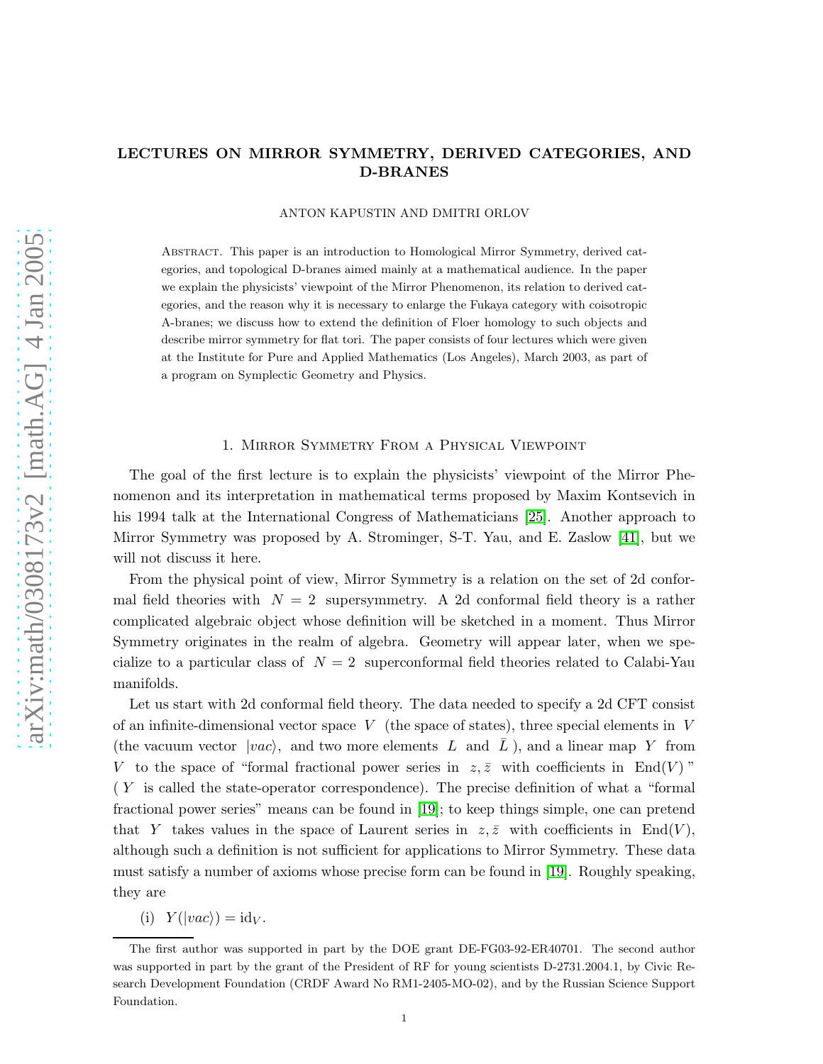# LECTURES ON MIRROR SYMMETRY, DERIVED CATEGORIES, AND D-BRANES

ANTON KAPUSTIN AND DMITRI ORLOV

Abstract. This paper is an introduction to Homological Mirror Symmetry, derived categories, and topological D-branes aimed mainly at a mathematical audience. In the paper we explain the physicists' viewpoint of the Mirror Phenomenon, its relation to derived categories, and the reason why it is necessary to enlarge the Fukaya category with coisotropic A-branes; we discuss how to extend the definition of Floer homology to such objects and describe mirror symmetry for flat tori. The paper consists of four lectures which were given at the Institute for Pure and Applied Mathematics (Los Angeles), March 2003, as part of a program on Symplectic Geometry and Physics.

## 1. Mirror Symmetry From a Physical Viewpoint

The goal of the first lecture is to explain the physicists' viewpoint of the Mirror Phenomenon and its interpretation in mathematical terms proposed by Maxim Kontsevich in his 1994 talk at the International Congress of Mathematicians [25]. Another approach to Mirror Symmetry was proposed by A. Strominger, S-T. Yau, and E. Zaslow [41], but we will not discuss it here.

From the physical point of view, Mirror Symmetry is a relation on the set of 2d conformal field theories with $N = 2$ supersymmetry. A 2d conformal field theory is a rather complicated algebraic object whose definition will be sketched in a moment. Thus Mirror Symmetry originates in the realm of algebra. Geometry will appear later, when we specialize to a particular class of $N = 2$ superconformal field theories related to Calabi-Yau manifolds.

Let us start with 2d conformal field theory. The data needed to specify a 2d CFT consist of an infinite-dimensional vector space $V$ (the space of states), three special elements in $V$ (the vacuum vector $|vac\rangle$, and two more elements $L$ and $\bar{L}$ ), and a linear map $Y$ from $V$ to the space of "formal fractional power series in $z, \bar{z}$ with coefficients in $\mathrm{End}(V)$ " ( $Y$ is called the state-operator correspondence). The precise definition of what a "formal fractional power series" means can be found in [19]; to keep things simple, one can pretend that $Y$ takes values in the space of Laurent series in $z, \bar{z}$ with coefficients in $\mathrm{End}(V)$, although such a definition is not sufficient for applications to Mirror Symmetry. These data must satisfy a number of axioms whose precise form can be found in [19]. Roughly speaking, they are

(i) $Y(|vac\rangle) = \mathrm{id}_V$.

The first author was supported in part by the DOE grant DE-FG03-92-ER40701. The second author was supported in part by the grant of the President of RF for young scientists D-2731.2004.1, by Civic Research Development Foundation (CRDF Award No RM1-2405-MO-02), and by the Russian Science Support Foundation.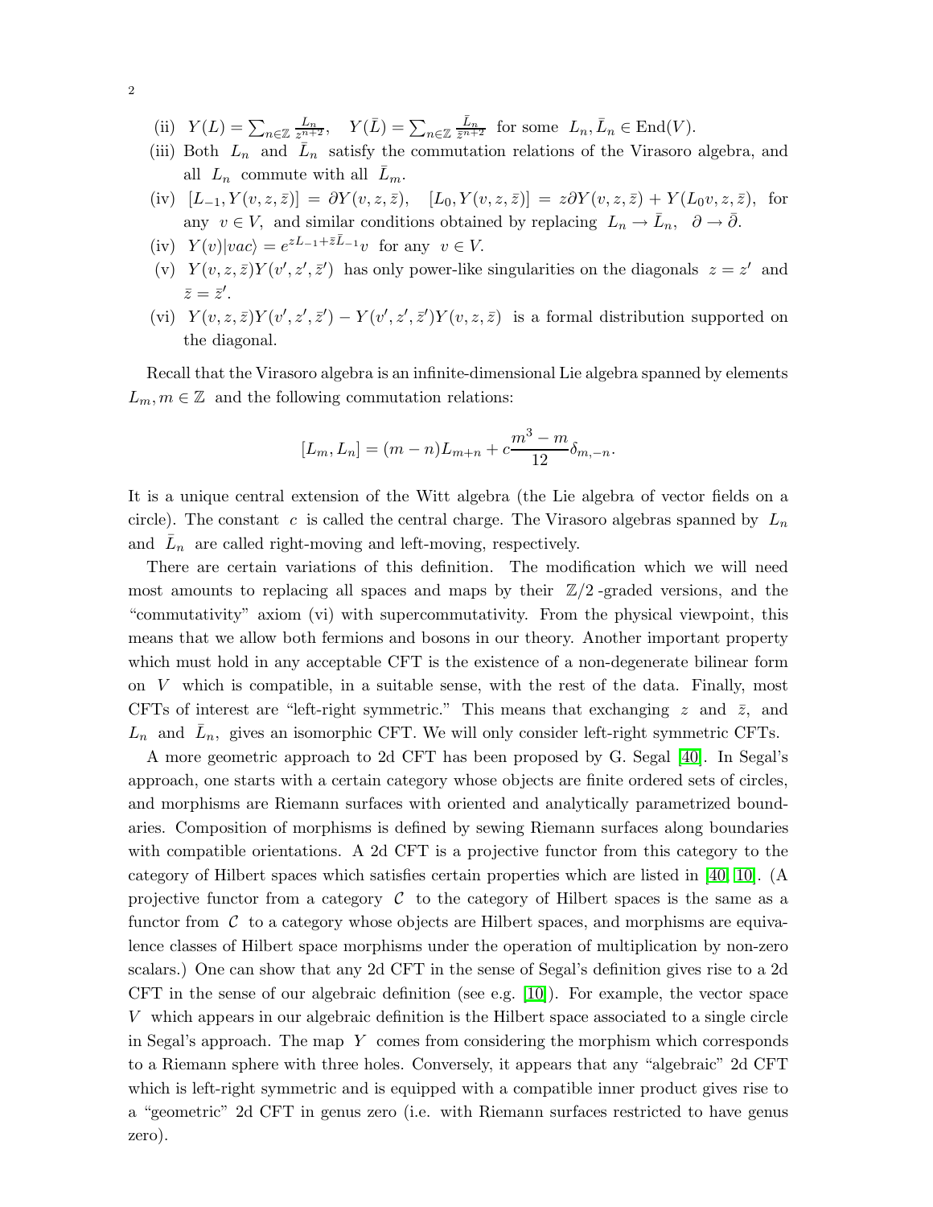(ii) $Y(L) = \sum_{n\in\mathbb{Z}} \frac{L_n}{z^{n+2}}$, $\quad Y(\bar{L}) = \sum_{n\in\mathbb{Z}} \frac{\bar{L}_n}{\bar{z}^{n+2}}$ for some $L_n, \bar{L}_n \in \mathrm{End}(V)$.

(iii) Both $L_n$ and $\bar{L}_n$ satisfy the commutation relations of the Virasoro algebra, and all $L_n$ commute with all $\bar{L}_m$.

(iv) $[L_{-1}, Y(v, z, \bar{z})] = \partial Y(v, z, \bar{z})$, $\quad [L_0, Y(v, z, \bar{z})] = z\partial Y(v, z, \bar{z}) + Y(L_0 v, z, \bar{z})$, for any $v \in V$, and similar conditions obtained by replacing $L_n \to \bar{L}_n$, $\partial \to \bar{\partial}$.

(iv) $Y(v)|vac\rangle = e^{zL_{-1}+\bar{z}\bar{L}_{-1}}v$ for any $v \in V$.

(v) $Y(v, z, \bar{z})Y(v', z', \bar{z}')$ has only power-like singularities on the diagonals $z = z'$ and $\bar{z} = \bar{z}'$.

(vi) $Y(v, z, \bar{z})Y(v', z', \bar{z}') - Y(v', z', \bar{z}')Y(v, z, \bar{z})$ is a formal distribution supported on the diagonal.

Recall that the Virasoro algebra is an infinite-dimensional Lie algebra spanned by elements $L_m, m \in \mathbb{Z}$ and the following commutation relations:

$$[L_m, L_n] = (m - n)L_{m+n} + c\frac{m^3 - m}{12}\delta_{m,-n}.$$

It is a unique central extension of the Witt algebra (the Lie algebra of vector fields on a circle). The constant $c$ is called the central charge. The Virasoro algebras spanned by $L_n$ and $\bar{L}_n$ are called right-moving and left-moving, respectively.

There are certain variations of this definition. The modification which we will need most amounts to replacing all spaces and maps by their $\mathbb{Z}/2$-graded versions, and the "commutativity" axiom (vi) with supercommutativity. From the physical viewpoint, this means that we allow both fermions and bosons in our theory. Another important property which must hold in any acceptable CFT is the existence of a non-degenerate bilinear form on $V$ which is compatible, in a suitable sense, with the rest of the data. Finally, most CFTs of interest are "left-right symmetric." This means that exchanging $z$ and $\bar{z}$, and $L_n$ and $\bar{L}_n$, gives an isomorphic CFT. We will only consider left-right symmetric CFTs.

A more geometric approach to 2d CFT has been proposed by G. Segal [40]. In Segal's approach, one starts with a certain category whose objects are finite ordered sets of circles, and morphisms are Riemann surfaces with oriented and analytically parametrized boundaries. Composition of morphisms is defined by sewing Riemann surfaces along boundaries with compatible orientations. A 2d CFT is a projective functor from this category to the category of Hilbert spaces which satisfies certain properties which are listed in [40, 10]. (A projective functor from a category $\mathcal{C}$ to the category of Hilbert spaces is the same as a functor from $\mathcal{C}$ to a category whose objects are Hilbert spaces, and morphisms are equivalence classes of Hilbert space morphisms under the operation of multiplication by non-zero scalars.) One can show that any 2d CFT in the sense of Segal's definition gives rise to a 2d CFT in the sense of our algebraic definition (see e.g. [10]). For example, the vector space $V$ which appears in our algebraic definition is the Hilbert space associated to a single circle in Segal's approach. The map $Y$ comes from considering the morphism which corresponds to a Riemann sphere with three holes. Conversely, it appears that any "algebraic" 2d CFT which is left-right symmetric and is equipped with a compatible inner product gives rise to a "geometric" 2d CFT in genus zero (i.e. with Riemann surfaces restricted to have genus zero).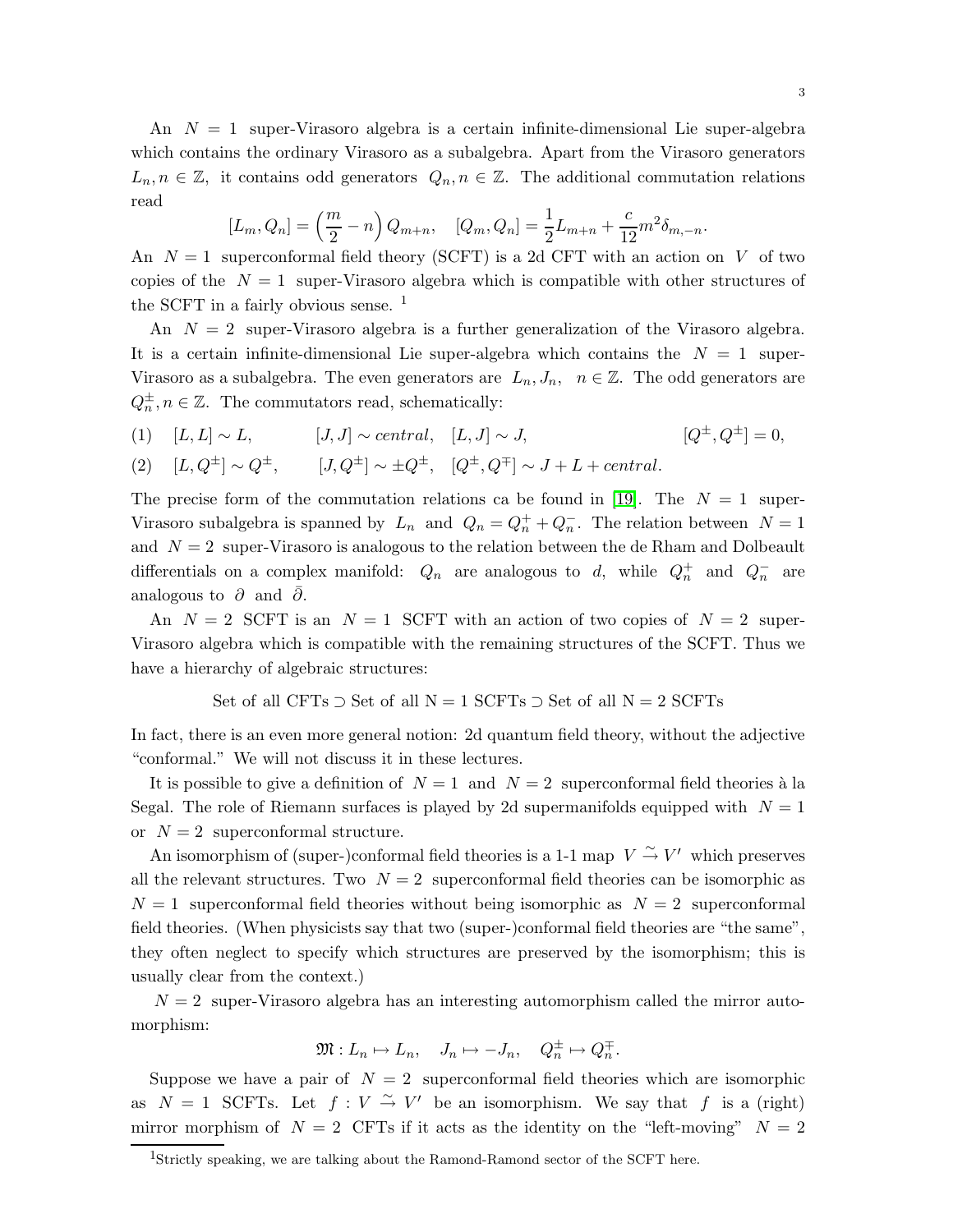An $N = 1$ super-Virasoro algebra is a certain infinite-dimensional Lie super-algebra which contains the ordinary Virasoro as a subalgebra. Apart from the Virasoro generators $L_n, n \in \mathbb{Z}$, it contains odd generators $Q_n, n \in \mathbb{Z}$. The additional commutation relations read

$$[L_m, Q_n] = \left(\frac{m}{2} - n\right) Q_{m+n}, \quad [Q_m, Q_n] = \frac{1}{2} L_{m+n} + \frac{c}{12} m^2 \delta_{m,-n}.$$

An $N = 1$ superconformal field theory (SCFT) is a 2d CFT with an action on $V$ of two copies of the $N = 1$ super-Virasoro algebra which is compatible with other structures of the SCFT in a fairly obvious sense. [1]

An $N = 2$ super-Virasoro algebra is a further generalization of the Virasoro algebra. It is a certain infinite-dimensional Lie super-algebra which contains the $N = 1$ super-Virasoro as a subalgebra. The even generators are $L_n, J_n, \quad n \in \mathbb{Z}$. The odd generators are $Q_n^\pm, n \in \mathbb{Z}$. The commutators read, schematically:

$$(1) \quad [L, L] \sim L, \qquad [J, J] \sim central, \quad [L, J] \sim J, \qquad [Q^\pm, Q^\pm] = 0,$$

$$(2) \quad [L, Q^\pm] \sim Q^\pm, \qquad [J, Q^\pm] \sim \pm Q^\pm, \quad [Q^\pm, Q^\mp] \sim J + L + central.$$

The precise form of the commutation relations ca be found in [19]. The $N = 1$ super-Virasoro subalgebra is spanned by $L_n$ and $Q_n = Q_n^+ + Q_n^-$. The relation between $N = 1$ and $N = 2$ super-Virasoro is analogous to the relation between the de Rham and Dolbeault differentials on a complex manifold: $Q_n$ are analogous to $d$, while $Q_n^+$ and $Q_n^-$ are analogous to $\partial$ and $\bar{\partial}$.

An $N = 2$ SCFT is an $N = 1$ SCFT with an action of two copies of $N = 2$ super-Virasoro algebra which is compatible with the remaining structures of the SCFT. Thus we have a hierarchy of algebraic structures:

$$\text{Set of all CFTs} \supset \text{Set of all N = 1 SCFTs} \supset \text{Set of all N = 2 SCFTs}$$

In fact, there is an even more general notion: 2d quantum field theory, without the adjective "conformal." We will not discuss it in these lectures.

It is possible to give a definition of $N = 1$ and $N = 2$ superconformal field theories à la Segal. The role of Riemann surfaces is played by 2d supermanifolds equipped with $N = 1$ or $N = 2$ superconformal structure.

An isomorphism of (super-)conformal field theories is a 1-1 map $V \xrightarrow{\sim} V'$ which preserves all the relevant structures. Two $N = 2$ superconformal field theories can be isomorphic as $N = 1$ superconformal field theories without being isomorphic as $N = 2$ superconformal field theories. (When physicists say that two (super-)conformal field theories are "the same", they often neglect to specify which structures are preserved by the isomorphism; this is usually clear from the context.)

$N = 2$ super-Virasoro algebra has an interesting automorphism called the mirror automorphism:

$$\mathfrak{M} : L_n \mapsto L_n, \quad J_n \mapsto -J_n, \quad Q_n^\pm \mapsto Q_n^\mp.$$

Suppose we have a pair of $N = 2$ superconformal field theories which are isomorphic as $N = 1$ SCFTs. Let $f : V \xrightarrow{\sim} V'$ be an isomorphism. We say that $f$ is a (right) mirror morphism of $N = 2$ CFTs if it acts as the identity on the "left-moving" $N = 2$

[1] Strictly speaking, we are talking about the Ramond-Ramond sector of the SCFT here.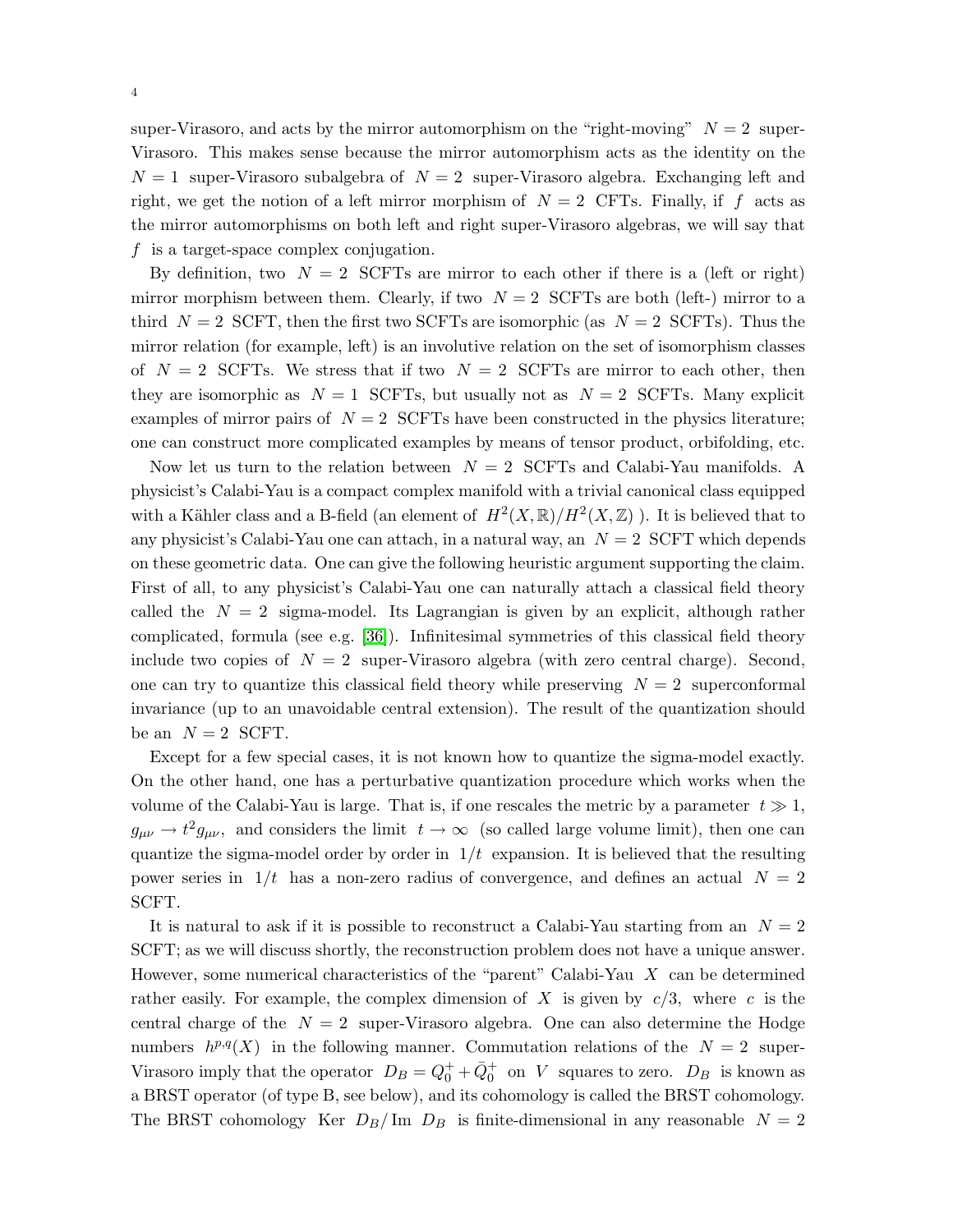super-Virasoro, and acts by the mirror automorphism on the "right-moving" $N = 2$ super-Virasoro. This makes sense because the mirror automorphism acts as the identity on the $N = 1$ super-Virasoro subalgebra of $N = 2$ super-Virasoro algebra. Exchanging left and right, we get the notion of a left mirror morphism of $N = 2$ CFTs. Finally, if $f$ acts as the mirror automorphisms on both left and right super-Virasoro algebras, we will say that $f$ is a target-space complex conjugation.

By definition, two $N = 2$ SCFTs are mirror to each other if there is a (left or right) mirror morphism between them. Clearly, if two $N = 2$ SCFTs are both (left-) mirror to a third $N = 2$ SCFT, then the first two SCFTs are isomorphic (as $N = 2$ SCFTs). Thus the mirror relation (for example, left) is an involutive relation on the set of isomorphism classes of $N = 2$ SCFTs. We stress that if two $N = 2$ SCFTs are mirror to each other, then they are isomorphic as $N = 1$ SCFTs, but usually not as $N = 2$ SCFTs. Many explicit examples of mirror pairs of $N = 2$ SCFTs have been constructed in the physics literature; one can construct more complicated examples by means of tensor product, orbifolding, etc.

Now let us turn to the relation between $N = 2$ SCFTs and Calabi-Yau manifolds. A physicist's Calabi-Yau is a compact complex manifold with a trivial canonical class equipped with a Kähler class and a B-field (an element of $H^2(X, \mathbb{R})/H^2(X, \mathbb{Z})$ ). It is believed that to any physicist's Calabi-Yau one can attach, in a natural way, an $N = 2$ SCFT which depends on these geometric data. One can give the following heuristic argument supporting the claim. First of all, to any physicist's Calabi-Yau one can naturally attach a classical field theory called the $N = 2$ sigma-model. Its Lagrangian is given by an explicit, although rather complicated, formula (see e.g. [36]). Infinitesimal symmetries of this classical field theory include two copies of $N = 2$ super-Virasoro algebra (with zero central charge). Second, one can try to quantize this classical field theory while preserving $N = 2$ superconformal invariance (up to an unavoidable central extension). The result of the quantization should be an $N = 2$ SCFT.

Except for a few special cases, it is not known how to quantize the sigma-model exactly. On the other hand, one has a perturbative quantization procedure which works when the volume of the Calabi-Yau is large. That is, if one rescales the metric by a parameter $t \gg 1$, $g_{\mu\nu} \to t^2 g_{\mu\nu}$, and considers the limit $t \to \infty$ (so called large volume limit), then one can quantize the sigma-model order by order in $1/t$ expansion. It is believed that the resulting power series in $1/t$ has a non-zero radius of convergence, and defines an actual $N = 2$ SCFT.

It is natural to ask if it is possible to reconstruct a Calabi-Yau starting from an $N = 2$ SCFT; as we will discuss shortly, the reconstruction problem does not have a unique answer. However, some numerical characteristics of the "parent" Calabi-Yau $X$ can be determined rather easily. For example, the complex dimension of $X$ is given by $c/3$, where $c$ is the central charge of the $N = 2$ super-Virasoro algebra. One can also determine the Hodge numbers $h^{p,q}(X)$ in the following manner. Commutation relations of the $N = 2$ super-Virasoro imply that the operator $D_B = Q_0^+ + \bar{Q}_0^+$ on $V$ squares to zero. $D_B$ is known as a BRST operator (of type B, see below), and its cohomology is called the BRST cohomology. The BRST cohomology $\text{Ker } D_B / \text{Im } D_B$ is finite-dimensional in any reasonable $N = 2$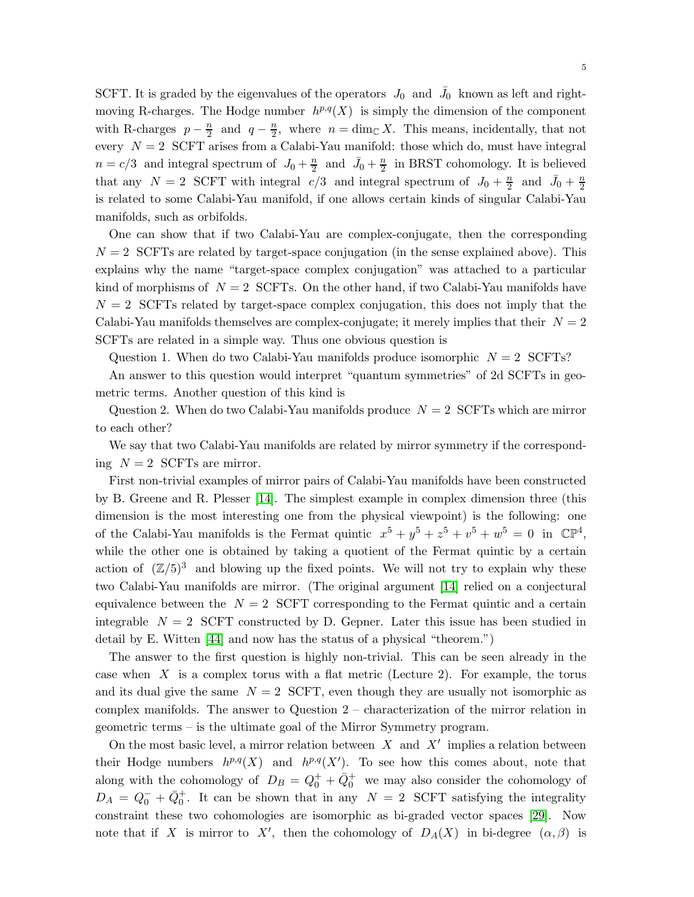SCFT. It is graded by the eigenvalues of the operators $J_0$ and $\bar{J}_0$ known as left and right-moving R-charges. The Hodge number $h^{p,q}(X)$ is simply the dimension of the component with R-charges $p - \frac{n}{2}$ and $q - \frac{n}{2}$, where $n = \dim_{\mathbb{C}} X$. This means, incidentally, that not every $N = 2$ SCFT arises from a Calabi-Yau manifold: those which do, must have integral $n = c/3$ and integral spectrum of $J_0 + \frac{n}{2}$ and $\bar{J}_0 + \frac{n}{2}$ in BRST cohomology. It is believed that any $N = 2$ SCFT with integral $c/3$ and integral spectrum of $J_0 + \frac{n}{2}$ and $\bar{J}_0 + \frac{n}{2}$ is related to some Calabi-Yau manifold, if one allows certain kinds of singular Calabi-Yau manifolds, such as orbifolds.

One can show that if two Calabi-Yau are complex-conjugate, then the corresponding $N = 2$ SCFTs are related by target-space conjugation (in the sense explained above). This explains why the name "target-space complex conjugation" was attached to a particular kind of morphisms of $N = 2$ SCFTs. On the other hand, if two Calabi-Yau manifolds have $N = 2$ SCFTs related by target-space complex conjugation, this does not imply that the Calabi-Yau manifolds themselves are complex-conjugate; it merely implies that their $N = 2$ SCFTs are related in a simple way. Thus one obvious question is

Question 1. When do two Calabi-Yau manifolds produce isomorphic $N = 2$ SCFTs?

An answer to this question would interpret "quantum symmetries" of 2d SCFTs in geometric terms. Another question of this kind is

Question 2. When do two Calabi-Yau manifolds produce $N = 2$ SCFTs which are mirror to each other?

We say that two Calabi-Yau manifolds are related by mirror symmetry if the corresponding $N = 2$ SCFTs are mirror.

First non-trivial examples of mirror pairs of Calabi-Yau manifolds have been constructed by B. Greene and R. Plesser [14]. The simplest example in complex dimension three (this dimension is the most interesting one from the physical viewpoint) is the following: one of the Calabi-Yau manifolds is the Fermat quintic $x^5 + y^5 + z^5 + v^5 + w^5 = 0$ in $\mathbb{CP}^4$, while the other one is obtained by taking a quotient of the Fermat quintic by a certain action of $(\mathbb{Z}/5)^3$ and blowing up the fixed points. We will not try to explain why these two Calabi-Yau manifolds are mirror. (The original argument [14] relied on a conjectural equivalence between the $N = 2$ SCFT corresponding to the Fermat quintic and a certain integrable $N = 2$ SCFT constructed by D. Gepner. Later this issue has been studied in detail by E. Witten [44] and now has the status of a physical "theorem.")

The answer to the first question is highly non-trivial. This can be seen already in the case when $X$ is a complex torus with a flat metric (Lecture 2). For example, the torus and its dual give the same $N = 2$ SCFT, even though they are usually not isomorphic as complex manifolds. The answer to Question 2 – characterization of the mirror relation in geometric terms – is the ultimate goal of the Mirror Symmetry program.

On the most basic level, a mirror relation between $X$ and $X'$ implies a relation between their Hodge numbers $h^{p,q}(X)$ and $h^{p,q}(X')$. To see how this comes about, note that along with the cohomology of $D_B = Q_0^+ + \bar{Q}_0^+$ we may also consider the cohomology of $D_A = Q_0^- + \bar{Q}_0^+$. It can be shown that in any $N = 2$ SCFT satisfying the integrality constraint these two cohomologies are isomorphic as bi-graded vector spaces [29]. Now note that if $X$ is mirror to $X'$, then the cohomology of $D_A(X)$ in bi-degree $(\alpha, \beta)$ is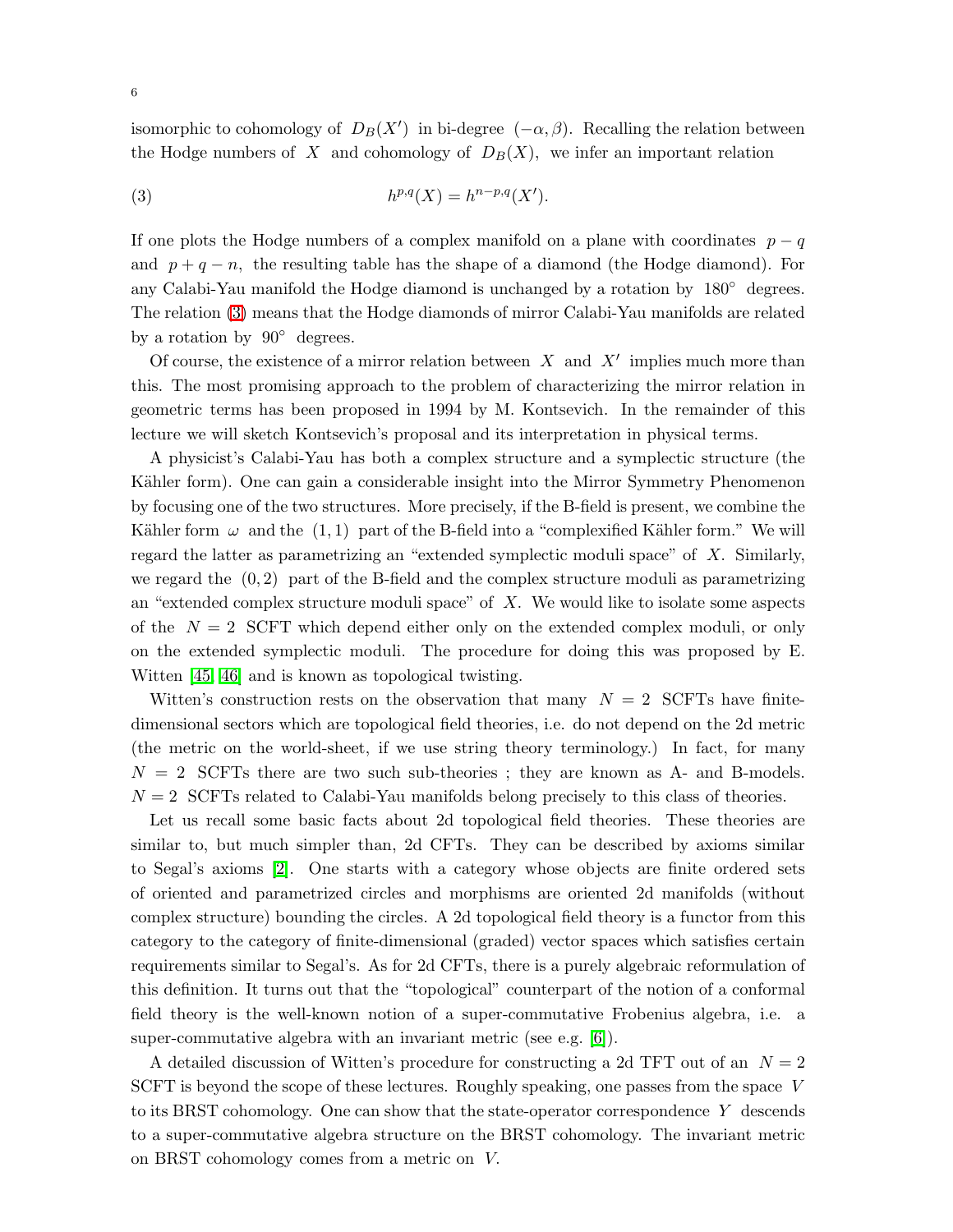isomorphic to cohomology of $D_B(X')$ in bi-degree $(-\alpha, \beta)$. Recalling the relation between the Hodge numbers of $X$ and cohomology of $D_B(X)$, we infer an important relation

$$h^{p,q}(X) = h^{n-p,q}(X'). \tag{3}$$

If one plots the Hodge numbers of a complex manifold on a plane with coordinates $p - q$ and $p + q - n$, the resulting table has the shape of a diamond (the Hodge diamond). For any Calabi-Yau manifold the Hodge diamond is unchanged by a rotation by $180^\circ$ degrees. The relation (3) means that the Hodge diamonds of mirror Calabi-Yau manifolds are related by a rotation by $90^\circ$ degrees.

Of course, the existence of a mirror relation between $X$ and $X'$ implies much more than this. The most promising approach to the problem of characterizing the mirror relation in geometric terms has been proposed in 1994 by M. Kontsevich. In the remainder of this lecture we will sketch Kontsevich's proposal and its interpretation in physical terms.

A physicist's Calabi-Yau has both a complex structure and a symplectic structure (the Kähler form). One can gain a considerable insight into the Mirror Symmetry Phenomenon by focusing one of the two structures. More precisely, if the B-field is present, we combine the Kähler form $\omega$ and the $(1,1)$ part of the B-field into a "complexified Kähler form." We will regard the latter as parametrizing an "extended symplectic moduli space" of $X$. Similarly, we regard the $(0,2)$ part of the B-field and the complex structure moduli as parametrizing an "extended complex structure moduli space" of $X$. We would like to isolate some aspects of the $N = 2$ SCFT which depend either only on the extended complex moduli, or only on the extended symplectic moduli. The procedure for doing this was proposed by E. Witten [45, 46] and is known as topological twisting.

Witten's construction rests on the observation that many $N = 2$ SCFTs have finite-dimensional sectors which are topological field theories, i.e. do not depend on the 2d metric (the metric on the world-sheet, if we use string theory terminology.) In fact, for many $N = 2$ SCFTs there are two such sub-theories ; they are known as A- and B-models. $N = 2$ SCFTs related to Calabi-Yau manifolds belong precisely to this class of theories.

Let us recall some basic facts about 2d topological field theories. These theories are similar to, but much simpler than, 2d CFTs. They can be described by axioms similar to Segal's axioms [2]. One starts with a category whose objects are finite ordered sets of oriented and parametrized circles and morphisms are oriented 2d manifolds (without complex structure) bounding the circles. A 2d topological field theory is a functor from this category to the category of finite-dimensional (graded) vector spaces which satisfies certain requirements similar to Segal's. As for 2d CFTs, there is a purely algebraic reformulation of this definition. It turns out that the "topological" counterpart of the notion of a conformal field theory is the well-known notion of a super-commutative Frobenius algebra, i.e. a super-commutative algebra with an invariant metric (see e.g. [6]).

A detailed discussion of Witten's procedure for constructing a 2d TFT out of an $N = 2$ SCFT is beyond the scope of these lectures. Roughly speaking, one passes from the space $V$ to its BRST cohomology. One can show that the state-operator correspondence $Y$ descends to a super-commutative algebra structure on the BRST cohomology. The invariant metric on BRST cohomology comes from a metric on $V$.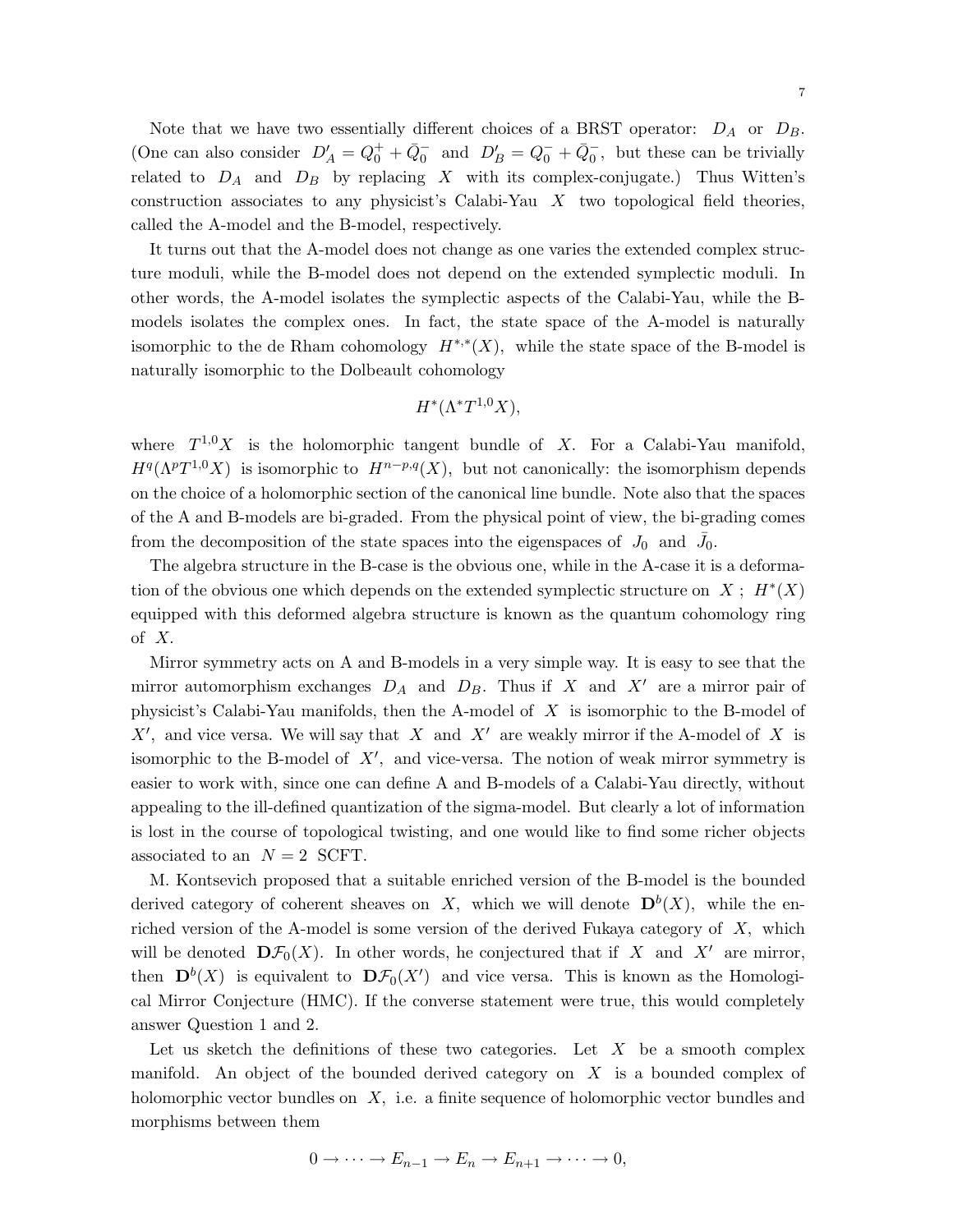Note that we have two essentially different choices of a BRST operator: $D_A$ or $D_B$. (One can also consider $D'_A = Q_0^+ + \bar{Q}_0^-$ and $D'_B = Q_0^- + \bar{Q}_0^-$, but these can be trivially related to $D_A$ and $D_B$ by replacing $X$ with its complex-conjugate.) Thus Witten's construction associates to any physicist's Calabi-Yau $X$ two topological field theories, called the A-model and the B-model, respectively.

It turns out that the A-model does not change as one varies the extended complex structure moduli, while the B-model does not depend on the extended symplectic moduli. In other words, the A-model isolates the symplectic aspects of the Calabi-Yau, while the B-models isolates the complex ones. In fact, the state space of the A-model is naturally isomorphic to the de Rham cohomology $H^{*,*}(X)$, while the state space of the B-model is naturally isomorphic to the Dolbeault cohomology

$$H^*(\Lambda^* T^{1,0} X),$$

where $T^{1,0}X$ is the holomorphic tangent bundle of $X$. For a Calabi-Yau manifold, $H^q(\Lambda^p T^{1,0} X)$ is isomorphic to $H^{n-p,q}(X)$, but not canonically: the isomorphism depends on the choice of a holomorphic section of the canonical line bundle. Note also that the spaces of the A and B-models are bi-graded. From the physical point of view, the bi-grading comes from the decomposition of the state spaces into the eigenspaces of $J_0$ and $\bar{J}_0$.

The algebra structure in the B-case is the obvious one, while in the A-case it is a deformation of the obvious one which depends on the extended symplectic structure on $X$ ; $H^*(X)$ equipped with this deformed algebra structure is known as the quantum cohomology ring of $X$.

Mirror symmetry acts on A and B-models in a very simple way. It is easy to see that the mirror automorphism exchanges $D_A$ and $D_B$. Thus if $X$ and $X'$ are a mirror pair of physicist's Calabi-Yau manifolds, then the A-model of $X$ is isomorphic to the B-model of $X'$, and vice versa. We will say that $X$ and $X'$ are weakly mirror if the A-model of $X$ is isomorphic to the B-model of $X'$, and vice-versa. The notion of weak mirror symmetry is easier to work with, since one can define A and B-models of a Calabi-Yau directly, without appealing to the ill-defined quantization of the sigma-model. But clearly a lot of information is lost in the course of topological twisting, and one would like to find some richer objects associated to an $N = 2$ SCFT.

M. Kontsevich proposed that a suitable enriched version of the B-model is the bounded derived category of coherent sheaves on $X$, which we will denote $\mathbf{D}^b(X)$, while the enriched version of the A-model is some version of the derived Fukaya category of $X$, which will be denoted $\mathbf{D}\mathcal{F}_0(X)$. In other words, he conjectured that if $X$ and $X'$ are mirror, then $\mathbf{D}^b(X)$ is equivalent to $\mathbf{D}\mathcal{F}_0(X')$ and vice versa. This is known as the Homological Mirror Conjecture (HMC). If the converse statement were true, this would completely answer Question 1 and 2.

Let us sketch the definitions of these two categories. Let $X$ be a smooth complex manifold. An object of the bounded derived category on $X$ is a bounded complex of holomorphic vector bundles on $X$, i.e. a finite sequence of holomorphic vector bundles and morphisms between them

$$0 \to \cdots \to E_{n-1} \to E_n \to E_{n+1} \to \cdots \to 0,$$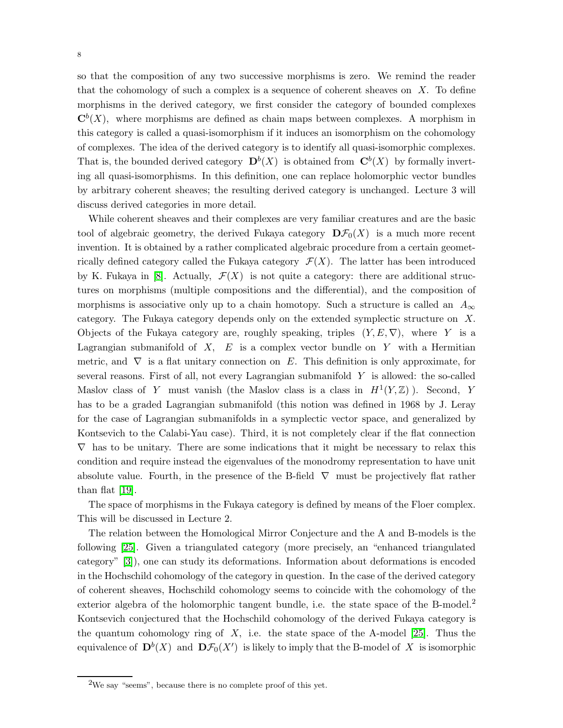so that the composition of any two successive morphisms is zero. We remind the reader that the cohomology of such a complex is a sequence of coherent sheaves on $X$. To define morphisms in the derived category, we first consider the category of bounded complexes $\mathbf{C}^b(X)$, where morphisms are defined as chain maps between complexes. A morphism in this category is called a quasi-isomorphism if it induces an isomorphism on the cohomology of complexes. The idea of the derived category is to identify all quasi-isomorphic complexes. That is, the bounded derived category $\mathbf{D}^b(X)$ is obtained from $\mathbf{C}^b(X)$ by formally inverting all quasi-isomorphisms. In this definition, one can replace holomorphic vector bundles by arbitrary coherent sheaves; the resulting derived category is unchanged. Lecture 3 will discuss derived categories in more detail.

While coherent sheaves and their complexes are very familiar creatures and are the basic tool of algebraic geometry, the derived Fukaya category $\mathbf{D}\mathcal{F}_0(X)$ is a much more recent invention. It is obtained by a rather complicated algebraic procedure from a certain geometrically defined category called the Fukaya category $\mathcal{F}(X)$. The latter has been introduced by K. Fukaya in [8]. Actually, $\mathcal{F}(X)$ is not quite a category: there are additional structures on morphisms (multiple compositions and the differential), and the composition of morphisms is associative only up to a chain homotopy. Such a structure is called an $A_\infty$ category. The Fukaya category depends only on the extended symplectic structure on $X$. Objects of the Fukaya category are, roughly speaking, triples $(Y, E, \nabla)$, where $Y$ is a Lagrangian submanifold of $X$, $E$ is a complex vector bundle on $Y$ with a Hermitian metric, and $\nabla$ is a flat unitary connection on $E$. This definition is only approximate, for several reasons. First of all, not every Lagrangian submanifold $Y$ is allowed: the so-called Maslov class of $Y$ must vanish (the Maslov class is a class in $H^1(Y, \mathbb{Z})$ ). Second, $Y$ has to be a graded Lagrangian submanifold (this notion was defined in 1968 by J. Leray for the case of Lagrangian submanifolds in a symplectic vector space, and generalized by Kontsevich to the Calabi-Yau case). Third, it is not completely clear if the flat connection $\nabla$ has to be unitary. There are some indications that it might be necessary to relax this condition and require instead the eigenvalues of the monodromy representation to have unit absolute value. Fourth, in the presence of the B-field $\nabla$ must be projectively flat rather than flat [19].

The space of morphisms in the Fukaya category is defined by means of the Floer complex. This will be discussed in Lecture 2.

The relation between the Homological Mirror Conjecture and the A and B-models is the following [25]. Given a triangulated category (more precisely, an "enhanced triangulated category" [3]), one can study its deformations. Information about deformations is encoded in the Hochschild cohomology of the category in question. In the case of the derived category of coherent sheaves, Hochschild cohomology seems to coincide with the cohomology of the exterior algebra of the holomorphic tangent bundle, i.e. the state space of the B-model.[2] Kontsevich conjectured that the Hochschild cohomology of the derived Fukaya category is the quantum cohomology ring of $X$, i.e. the state space of the A-model [25]. Thus the equivalence of $\mathbf{D}^b(X)$ and $\mathbf{D}\mathcal{F}_0(X')$ is likely to imply that the B-model of $X$ is isomorphic

[2] We say "seems", because there is no complete proof of this yet.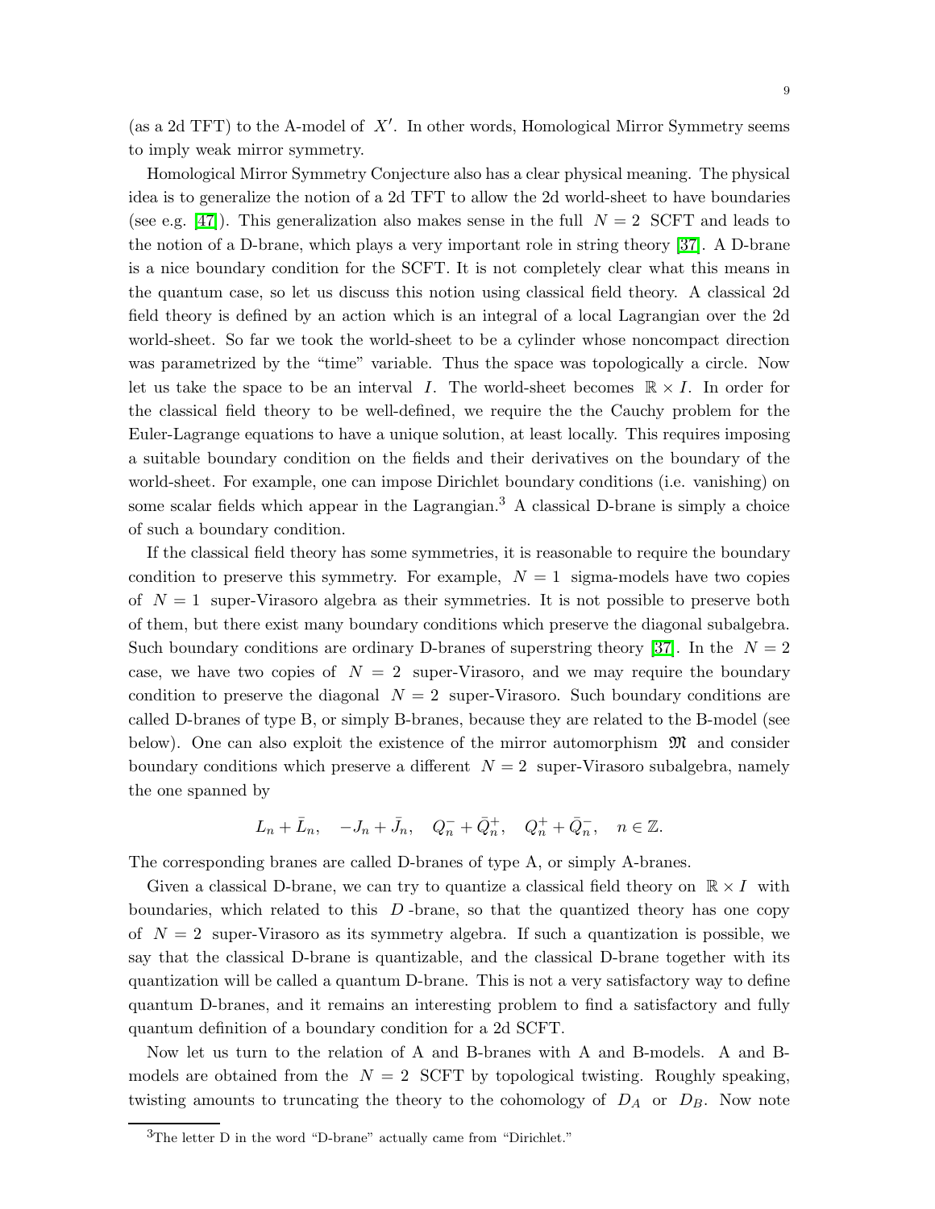(as a 2d TFT) to the A-model of $X'$. In other words, Homological Mirror Symmetry seems to imply weak mirror symmetry.

Homological Mirror Symmetry Conjecture also has a clear physical meaning. The physical idea is to generalize the notion of a 2d TFT to allow the 2d world-sheet to have boundaries (see e.g. [47]). This generalization also makes sense in the full $N = 2$ SCFT and leads to the notion of a D-brane, which plays a very important role in string theory [37]. A D-brane is a nice boundary condition for the SCFT. It is not completely clear what this means in the quantum case, so let us discuss this notion using classical field theory. A classical 2d field theory is defined by an action which is an integral of a local Lagrangian over the 2d world-sheet. So far we took the world-sheet to be a cylinder whose noncompact direction was parametrized by the "time" variable. Thus the space was topologically a circle. Now let us take the space to be an interval $I$. The world-sheet becomes $\mathbb{R} \times I$. In order for the classical field theory to be well-defined, we require the the Cauchy problem for the Euler-Lagrange equations to have a unique solution, at least locally. This requires imposing a suitable boundary condition on the fields and their derivatives on the boundary of the world-sheet. For example, one can impose Dirichlet boundary conditions (i.e. vanishing) on some scalar fields which appear in the Lagrangian.[3] A classical D-brane is simply a choice of such a boundary condition.

If the classical field theory has some symmetries, it is reasonable to require the boundary condition to preserve this symmetry. For example, $N = 1$ sigma-models have two copies of $N = 1$ super-Virasoro algebra as their symmetries. It is not possible to preserve both of them, but there exist many boundary conditions which preserve the diagonal subalgebra. Such boundary conditions are ordinary D-branes of superstring theory [37]. In the $N = 2$ case, we have two copies of $N = 2$ super-Virasoro, and we may require the boundary condition to preserve the diagonal $N = 2$ super-Virasoro. Such boundary conditions are called D-branes of type B, or simply B-branes, because they are related to the B-model (see below). One can also exploit the existence of the mirror automorphism $\mathfrak{M}$ and consider boundary conditions which preserve a different $N = 2$ super-Virasoro subalgebra, namely the one spanned by

$$L_n + \bar{L}_n, \quad -J_n + \bar{J}_n, \quad Q_n^- + \bar{Q}_n^+, \quad Q_n^+ + \bar{Q}_n^-, \quad n \in \mathbb{Z}.$$

The corresponding branes are called D-branes of type A, or simply A-branes.

Given a classical D-brane, we can try to quantize a classical field theory on $\mathbb{R} \times I$ with boundaries, which related to this $D$-brane, so that the quantized theory has one copy of $N = 2$ super-Virasoro as its symmetry algebra. If such a quantization is possible, we say that the classical D-brane is quantizable, and the classical D-brane together with its quantization will be called a quantum D-brane. This is not a very satisfactory way to define quantum D-branes, and it remains an interesting problem to find a satisfactory and fully quantum definition of a boundary condition for a 2d SCFT.

Now let us turn to the relation of A and B-branes with A and B-models. A and B-models are obtained from the $N = 2$ SCFT by topological twisting. Roughly speaking, twisting amounts to truncating the theory to the cohomology of $D_A$ or $D_B$. Now note

[3] The letter D in the word "D-brane" actually came from "Dirichlet."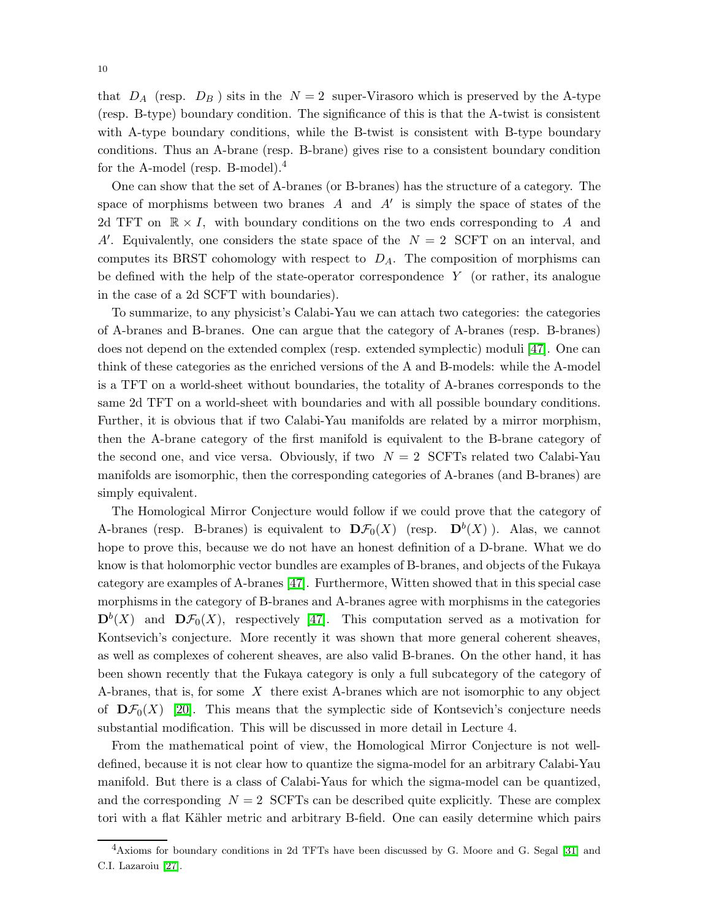that $D_A$ (resp. $D_B$ ) sits in the $N = 2$ super-Virasoro which is preserved by the A-type (resp. B-type) boundary condition. The significance of this is that the A-twist is consistent with A-type boundary conditions, while the B-twist is consistent with B-type boundary conditions. Thus an A-brane (resp. B-brane) gives rise to a consistent boundary condition for the A-model (resp. B-model).[4]

One can show that the set of A-branes (or B-branes) has the structure of a category. The space of morphisms between two branes $A$ and $A'$ is simply the space of states of the 2d TFT on $\mathbb{R} \times I$, with boundary conditions on the two ends corresponding to $A$ and $A'$. Equivalently, one considers the state space of the $N = 2$ SCFT on an interval, and computes its BRST cohomology with respect to $D_A$. The composition of morphisms can be defined with the help of the state-operator correspondence $Y$ (or rather, its analogue in the case of a 2d SCFT with boundaries).

To summarize, to any physicist's Calabi-Yau we can attach two categories: the categories of A-branes and B-branes. One can argue that the category of A-branes (resp. B-branes) does not depend on the extended complex (resp. extended symplectic) moduli [47]. One can think of these categories as the enriched versions of the A and B-models: while the A-model is a TFT on a world-sheet without boundaries, the totality of A-branes corresponds to the same 2d TFT on a world-sheet with boundaries and with all possible boundary conditions. Further, it is obvious that if two Calabi-Yau manifolds are related by a mirror morphism, then the A-brane category of the first manifold is equivalent to the B-brane category of the second one, and vice versa. Obviously, if two $N = 2$ SCFTs related two Calabi-Yau manifolds are isomorphic, then the corresponding categories of A-branes (and B-branes) are simply equivalent.

The Homological Mirror Conjecture would follow if we could prove that the category of A-branes (resp. B-branes) is equivalent to $\mathbf{D}\mathcal{F}_0(X)$ (resp. $\mathbf{D}^b(X)$ ). Alas, we cannot hope to prove this, because we do not have an honest definition of a D-brane. What we do know is that holomorphic vector bundles are examples of B-branes, and objects of the Fukaya category are examples of A-branes [47]. Furthermore, Witten showed that in this special case morphisms in the category of B-branes and A-branes agree with morphisms in the categories $\mathbf{D}^b(X)$ and $\mathbf{D}\mathcal{F}_0(X)$, respectively [47]. This computation served as a motivation for Kontsevich's conjecture. More recently it was shown that more general coherent sheaves, as well as complexes of coherent sheaves, are also valid B-branes. On the other hand, it has been shown recently that the Fukaya category is only a full subcategory of the category of A-branes, that is, for some $X$ there exist A-branes which are not isomorphic to any object of $\mathbf{D}\mathcal{F}_0(X)$ [20]. This means that the symplectic side of Kontsevich's conjecture needs substantial modification. This will be discussed in more detail in Lecture 4.

From the mathematical point of view, the Homological Mirror Conjecture is not well-defined, because it is not clear how to quantize the sigma-model for an arbitrary Calabi-Yau manifold. But there is a class of Calabi-Yaus for which the sigma-model can be quantized, and the corresponding $N = 2$ SCFTs can be described quite explicitly. These are complex tori with a flat Kähler metric and arbitrary B-field. One can easily determine which pairs

[4] Axioms for boundary conditions in 2d TFTs have been discussed by G. Moore and G. Segal [31] and C.I. Lazaroiu [27].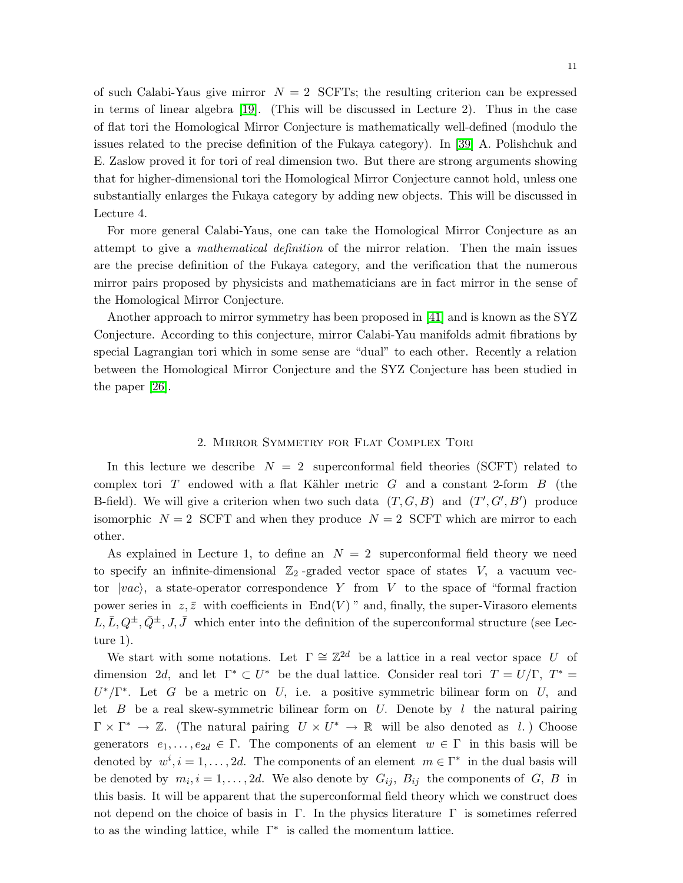of such Calabi-Yaus give mirror $N = 2$ SCFTs; the resulting criterion can be expressed in terms of linear algebra [19]. (This will be discussed in Lecture 2). Thus in the case of flat tori the Homological Mirror Conjecture is mathematically well-defined (modulo the issues related to the precise definition of the Fukaya category). In [39] A. Polishchuk and E. Zaslow proved it for tori of real dimension two. But there are strong arguments showing that for higher-dimensional tori the Homological Mirror Conjecture cannot hold, unless one substantially enlarges the Fukaya category by adding new objects. This will be discussed in Lecture 4.

For more general Calabi-Yaus, one can take the Homological Mirror Conjecture as an attempt to give a *mathematical definition* of the mirror relation. Then the main issues are the precise definition of the Fukaya category, and the verification that the numerous mirror pairs proposed by physicists and mathematicians are in fact mirror in the sense of the Homological Mirror Conjecture.

Another approach to mirror symmetry has been proposed in [41] and is known as the SYZ Conjecture. According to this conjecture, mirror Calabi-Yau manifolds admit fibrations by special Lagrangian tori which in some sense are "dual" to each other. Recently a relation between the Homological Mirror Conjecture and the SYZ Conjecture has been studied in the paper [26].

## 2. Mirror Symmetry for Flat Complex Tori

In this lecture we describe $N = 2$ superconformal field theories (SCFT) related to complex tori $T$ endowed with a flat Kähler metric $G$ and a constant 2-form $B$ (the B-field). We will give a criterion when two such data $(T, G, B)$ and $(T', G', B')$ produce isomorphic $N = 2$ SCFT and when they produce $N = 2$ SCFT which are mirror to each other.

As explained in Lecture 1, to define an $N = 2$ superconformal field theory we need to specify an infinite-dimensional $\mathbb{Z}_2$-graded vector space of states $V$, a vacuum vector $|vac\rangle$, a state-operator correspondence $Y$ from $V$ to the space of "formal fraction power series in $z, \bar{z}$ with coefficients in $\mathrm{End}(V)$" and, finally, the super-Virasoro elements $L, \bar{L}, Q^{\pm}, \bar{Q}^{\pm}, J, \bar{J}$ which enter into the definition of the superconformal structure (see Lecture 1).

We start with some notations. Let $\Gamma \cong \mathbb{Z}^{2d}$ be a lattice in a real vector space $U$ of dimension $2d$, and let $\Gamma^* \subset U^*$ be the dual lattice. Consider real tori $T = U/\Gamma$, $T^* = U^*/\Gamma^*$. Let $G$ be a metric on $U$, i.e. a positive symmetric bilinear form on $U$, and let $B$ be a real skew-symmetric bilinear form on $U$. Denote by $l$ the natural pairing $\Gamma \times \Gamma^* \to \mathbb{Z}$. (The natural pairing $U \times U^* \to \mathbb{R}$ will be also denoted as $l$.) Choose generators $e_1, \ldots, e_{2d} \in \Gamma$. The components of an element $w \in \Gamma$ in this basis will be denoted by $w^i, i = 1, \ldots, 2d$. The components of an element $m \in \Gamma^*$ in the dual basis will be denoted by $m_i, i = 1, \ldots, 2d$. We also denote by $G_{ij}$, $B_{ij}$ the components of $G$, $B$ in this basis. It will be apparent that the superconformal field theory which we construct does not depend on the choice of basis in $\Gamma$. In the physics literature $\Gamma$ is sometimes referred to as the winding lattice, while $\Gamma^*$ is called the momentum lattice.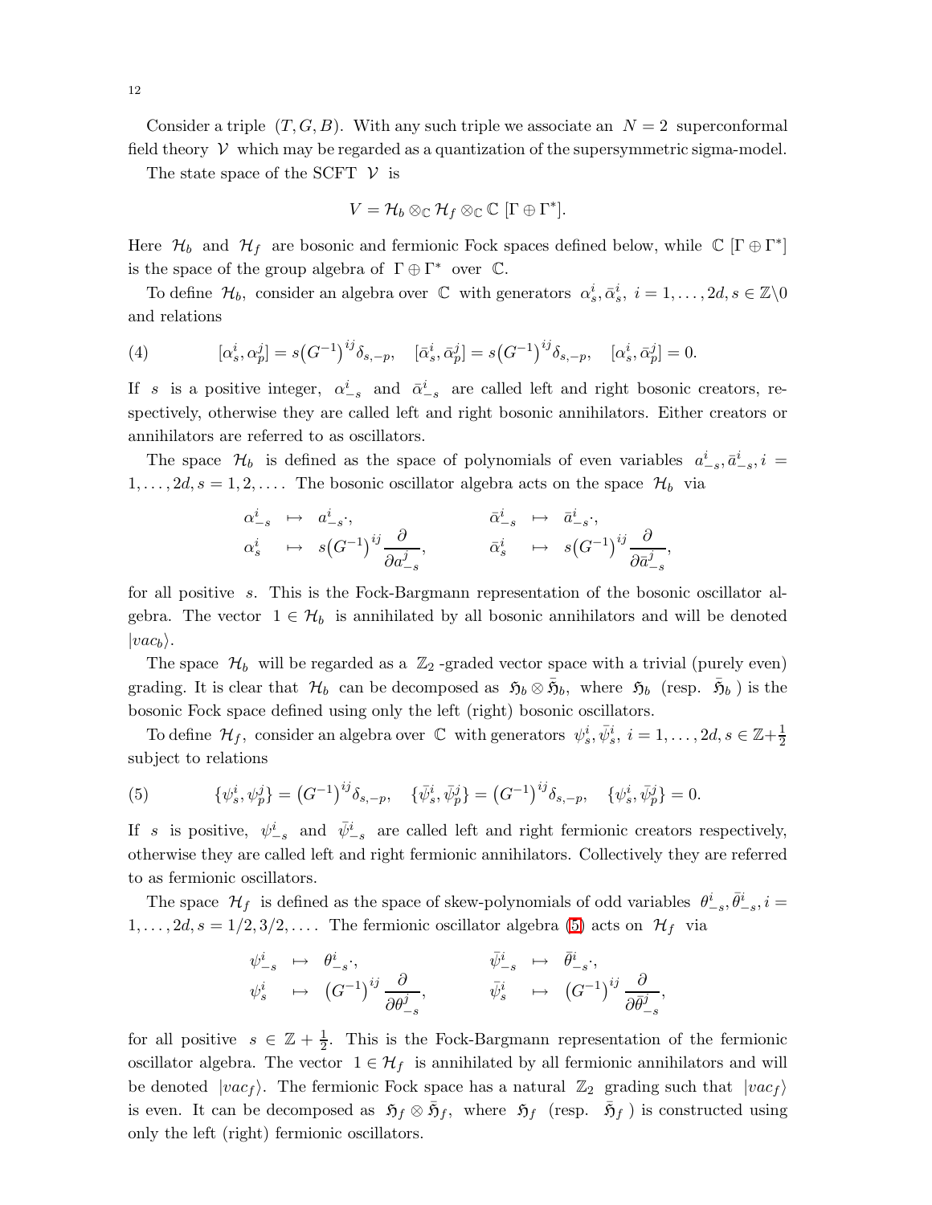Consider a triple $(T, G, B)$. With any such triple we associate an $N = 2$ superconformal field theory $\mathcal{V}$ which may be regarded as a quantization of the supersymmetric sigma-model.

The state space of the SCFT $\mathcal{V}$ is

$$V = \mathcal{H}_b \otimes_{\mathbb{C}} \mathcal{H}_f \otimes_{\mathbb{C}} \mathbb{C}\,[\Gamma \oplus \Gamma^*].$$

Here $\mathcal{H}_b$ and $\mathcal{H}_f$ are bosonic and fermionic Fock spaces defined below, while $\mathbb{C}\,[\Gamma \oplus \Gamma^*]$ is the space of the group algebra of $\Gamma \oplus \Gamma^*$ over $\mathbb{C}$.

To define $\mathcal{H}_b$, consider an algebra over $\mathbb{C}$ with generators $\alpha_s^i, \bar{\alpha}_s^i,\ i = 1, \ldots, 2d, s \in \mathbb{Z}\backslash 0$ and relations

$$[\alpha_s^i, \alpha_p^j] = s\big(G^{-1}\big)^{ij}\delta_{s,-p}, \quad [\bar{\alpha}_s^i, \bar{\alpha}_p^j] = s\big(G^{-1}\big)^{ij}\delta_{s,-p}, \quad [\alpha_s^i, \bar{\alpha}_p^j] = 0. \tag{4}$$

If $s$ is a positive integer, $\alpha_{-s}^i$ and $\bar{\alpha}_{-s}^i$ are called left and right bosonic creators, respectively, otherwise they are called left and right bosonic annihilators. Either creators or annihilators are referred to as oscillators.

The space $\mathcal{H}_b$ is defined as the space of polynomials of even variables $a_{-s}^i, \bar{a}_{-s}^i, i = 1, \ldots, 2d, s = 1, 2, \ldots$. The bosonic oscillator algebra acts on the space $\mathcal{H}_b$ via

$$\begin{aligned}
\alpha_{-s}^i &\mapsto a_{-s}^i\cdot, & \bar{\alpha}_{-s}^i &\mapsto \bar{a}_{-s}^i\cdot,\\
\alpha_s^i &\mapsto s\big(G^{-1}\big)^{ij}\frac{\partial}{\partial a_{-s}^j}, & \bar{\alpha}_s^i &\mapsto s\big(G^{-1}\big)^{ij}\frac{\partial}{\partial \bar{a}_{-s}^j},
\end{aligned}$$

for all positive $s$. This is the Fock-Bargmann representation of the bosonic oscillator algebra. The vector $1 \in \mathcal{H}_b$ is annihilated by all bosonic annihilators and will be denoted $|vac_b\rangle$.

The space $\mathcal{H}_b$ will be regarded as a $\mathbb{Z}_2$-graded vector space with a trivial (purely even) grading. It is clear that $\mathcal{H}_b$ can be decomposed as $\mathfrak{H}_b \otimes \bar{\mathfrak{H}}_b$, where $\mathfrak{H}_b$ (resp. $\bar{\mathfrak{H}}_b$) is the bosonic Fock space defined using only the left (right) bosonic oscillators.

To define $\mathcal{H}_f$, consider an algebra over $\mathbb{C}$ with generators $\psi_s^i, \bar{\psi}_s^i,\ i = 1, \ldots, 2d, s \in \mathbb{Z}+\frac{1}{2}$ subject to relations

$$\{\psi_s^i, \psi_p^j\} = \big(G^{-1}\big)^{ij}\delta_{s,-p}, \quad \{\bar{\psi}_s^i, \bar{\psi}_p^j\} = \big(G^{-1}\big)^{ij}\delta_{s,-p}, \quad \{\psi_s^i, \bar{\psi}_p^j\} = 0. \tag{5}$$

If $s$ is positive, $\psi_{-s}^i$ and $\bar{\psi}_{-s}^i$ are called left and right fermionic creators respectively, otherwise they are called left and right fermionic annihilators. Collectively they are referred to as fermionic oscillators.

The space $\mathcal{H}_f$ is defined as the space of skew-polynomials of odd variables $\theta_{-s}^i, \bar{\theta}_{-s}^i, i = 1, \ldots, 2d, s = 1/2, 3/2, \ldots$. The fermionic oscillator algebra (5) acts on $\mathcal{H}_f$ via

$$\begin{aligned}
\psi_{-s}^i &\mapsto \theta_{-s}^i\cdot, & \bar{\psi}_{-s}^i &\mapsto \bar{\theta}_{-s}^i\cdot,\\
\psi_s^i &\mapsto \big(G^{-1}\big)^{ij}\frac{\partial}{\partial \theta_{-s}^j}, & \bar{\psi}_s^i &\mapsto \big(G^{-1}\big)^{ij}\frac{\partial}{\partial \bar{\theta}_{-s}^j},
\end{aligned}$$

for all positive $s \in \mathbb{Z} + \frac{1}{2}$. This is the Fock-Bargmann representation of the fermionic oscillator algebra. The vector $1 \in \mathcal{H}_f$ is annihilated by all fermionic annihilators and will be denoted $|vac_f\rangle$. The fermionic Fock space has a natural $\mathbb{Z}_2$ grading such that $|vac_f\rangle$ is even. It can be decomposed as $\mathfrak{H}_f \otimes \bar{\mathfrak{H}}_f$, where $\mathfrak{H}_f$ (resp. $\bar{\mathfrak{H}}_f$) is constructed using only the left (right) fermionic oscillators.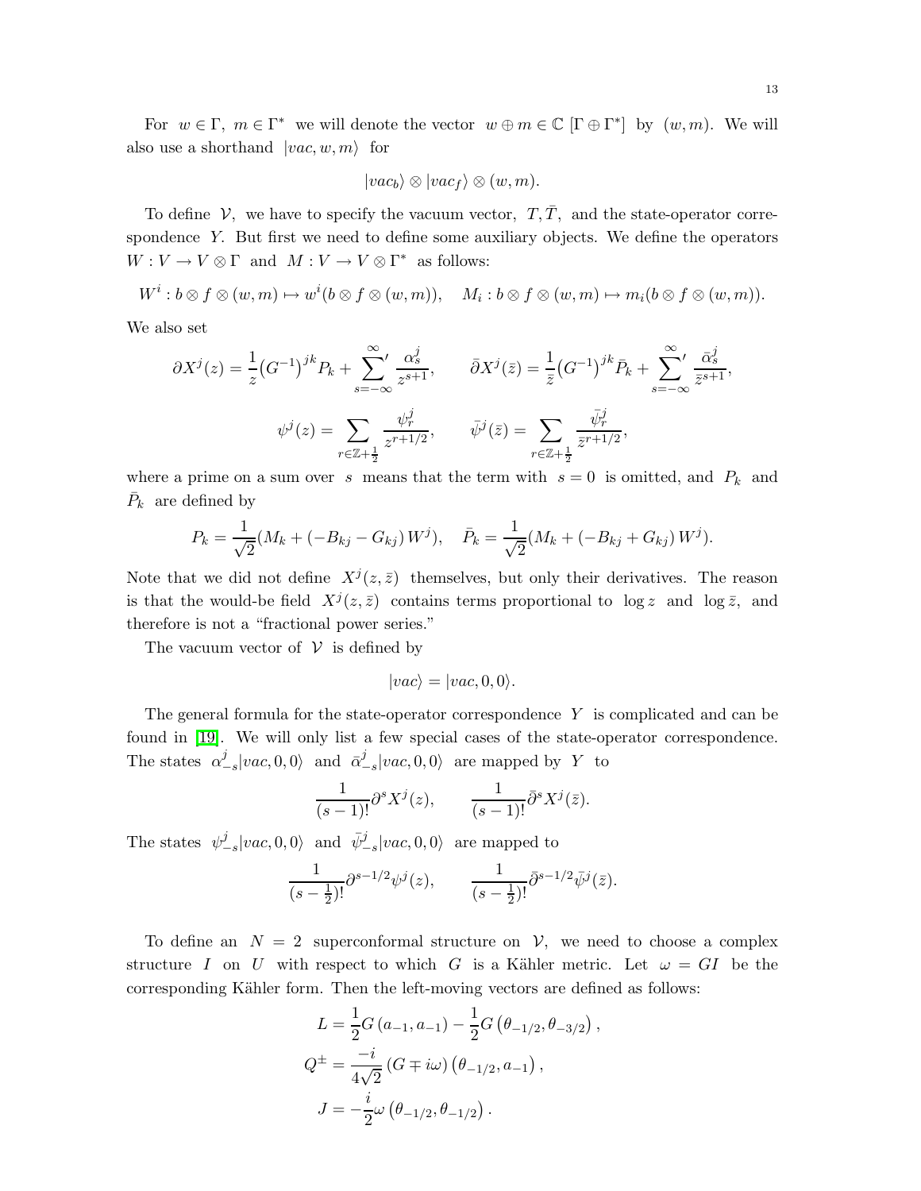For $w \in \Gamma$, $m \in \Gamma^*$ we will denote the vector $w \oplus m \in \mathbb{C}\left[\Gamma \oplus \Gamma^*\right]$ by $(w, m)$. We will also use a shorthand $|vac, w, m\rangle$ for

$$|vac_b\rangle \otimes |vac_f\rangle \otimes (w, m).$$

To define $\mathcal{V}$, we have to specify the vacuum vector, $T, \bar{T}$, and the state-operator correspondence $Y$. But first we need to define some auxiliary objects. We define the operators $W : V \to V \otimes \Gamma$ and $M : V \to V \otimes \Gamma^*$ as follows:

$$W^i : b \otimes f \otimes (w, m) \mapsto w^i(b \otimes f \otimes (w, m)), \quad M_i : b \otimes f \otimes (w, m) \mapsto m_i(b \otimes f \otimes (w, m)).$$

We also set

$$\partial X^j(z) = \frac{1}{z}\left(G^{-1}\right)^{jk} P_k + {\sum_{s=-\infty}^{\infty}}' \frac{\alpha_s^j}{z^{s+1}}, \qquad \bar{\partial} X^j(\bar{z}) = \frac{1}{\bar{z}}\left(G^{-1}\right)^{jk} \bar{P}_k + {\sum_{s=-\infty}^{\infty}}' \frac{\bar{\alpha}_s^j}{\bar{z}^{s+1}},$$

$$\psi^j(z) = \sum_{r \in \mathbb{Z}+\frac{1}{2}} \frac{\psi_r^j}{z^{r+1/2}}, \qquad \bar{\psi}^j(\bar{z}) = \sum_{r \in \mathbb{Z}+\frac{1}{2}} \frac{\bar{\psi}_r^j}{\bar{z}^{r+1/2}},$$

where a prime on a sum over $s$ means that the term with $s = 0$ is omitted, and $P_k$ and $\bar{P}_k$ are defined by

$$P_k = \frac{1}{\sqrt{2}}(M_k + (-B_{kj} - G_{kj})\, W^j), \quad \bar{P}_k = \frac{1}{\sqrt{2}}(M_k + (-B_{kj} + G_{kj})\, W^j).$$

Note that we did not define $X^j(z, \bar{z})$ themselves, but only their derivatives. The reason is that the would-be field $X^j(z, \bar{z})$ contains terms proportional to $\log z$ and $\log \bar{z}$, and therefore is not a "fractional power series."

The vacuum vector of $\mathcal{V}$ is defined by

$$|vac\rangle = |vac, 0, 0\rangle.$$

The general formula for the state-operator correspondence $Y$ is complicated and can be found in [19]. We will only list a few special cases of the state-operator correspondence. The states $\alpha_{-s}^j|vac, 0, 0\rangle$ and $\bar{\alpha}_{-s}^j|vac, 0, 0\rangle$ are mapped by $Y$ to

$$\frac{1}{(s-1)!}\partial^s X^j(z), \qquad \frac{1}{(s-1)!}\bar{\partial}^s X^j(\bar{z}).$$

The states $\psi_{-s}^j|vac, 0, 0\rangle$ and $\bar{\psi}_{-s}^j|vac, 0, 0\rangle$ are mapped to

$$\frac{1}{(s-\frac{1}{2})!}\partial^{s-1/2}\psi^j(z), \qquad \frac{1}{(s-\frac{1}{2})!}\bar{\partial}^{s-1/2}\bar{\psi}^j(\bar{z}).$$

To define an $N = 2$ superconformal structure on $\mathcal{V}$, we need to choose a complex structure $I$ on $U$ with respect to which $G$ is a Kähler metric. Let $\omega = GI$ be the corresponding Kähler form. Then the left-moving vectors are defined as follows:

$$L = \frac{1}{2}G\left(a_{-1}, a_{-1}\right) - \frac{1}{2}G\left(\theta_{-1/2}, \theta_{-3/2}\right),$$

$$Q^{\pm} = \frac{-i}{4\sqrt{2}}\left(G \mp i\omega\right)\left(\theta_{-1/2}, a_{-1}\right),$$

$$J = -\frac{i}{2}\omega\left(\theta_{-1/2}, \theta_{-1/2}\right).$$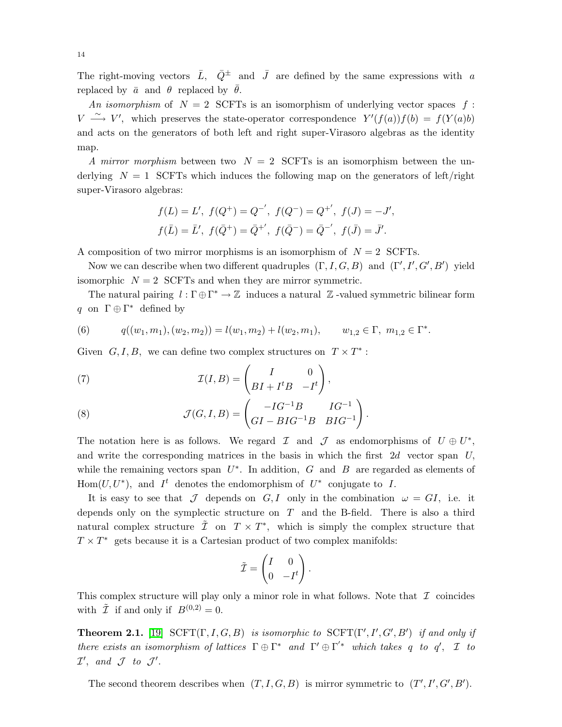The right-moving vectors $\bar{L}$, $\bar{Q}^{\pm}$ and $\bar{J}$ are defined by the same expressions with $a$ replaced by $\bar{a}$ and $\theta$ replaced by $\bar{\theta}$.

*An isomorphism* of $N=2$ SCFTs is an isomorphism of underlying vector spaces $f: V \xrightarrow{\sim} V'$, which preserves the state-operator correspondence $Y'(f(a))f(b) = f(Y(a)b)$ and acts on the generators of both left and right super-Virasoro algebras as the identity map.

*A mirror morphism* between two $N=2$ SCFTs is an isomorphism between the underlying $N=1$ SCFTs which induces the following map on the generators of left/right super-Virasoro algebras:

$$f(L) = L',\ f(Q^+) = Q^{-'},\ f(Q^-) = Q^{+'},\ f(J) = -J',$$
$$f(\bar{L}) = \bar{L}',\ f(\bar{Q}^+) = \bar{Q}^{+'},\ f(\bar{Q}^-) = \bar{Q}^{-'},\ f(\bar{J}) = \bar{J}'.$$

A composition of two mirror morphisms is an isomorphism of $N=2$ SCFTs.

Now we can describe when two different quadruples $(\Gamma, I, G, B)$ and $(\Gamma', I', G', B')$ yield isomorphic $N=2$ SCFTs and when they are mirror symmetric.

The natural pairing $l: \Gamma \oplus \Gamma^* \to \mathbb{Z}$ induces a natural $\mathbb{Z}$-valued symmetric bilinear form $q$ on $\Gamma \oplus \Gamma^*$ defined by

$$q((w_1, m_1), (w_2, m_2)) = l(w_1, m_2) + l(w_2, m_1), \qquad w_{1,2} \in \Gamma,\ m_{1,2} \in \Gamma^*. \tag{6}$$

Given $G, I, B$, we can define two complex structures on $T \times T^*$:

$$\mathcal{I}(I, B) = \begin{pmatrix} I & 0 \\ BI + I^t B & -I^t \end{pmatrix}, \tag{7}$$

$$\mathcal{J}(G, I, B) = \begin{pmatrix} -IG^{-1}B & IG^{-1} \\ GI - BIG^{-1}B & BIG^{-1} \end{pmatrix}. \tag{8}$$

The notation here is as follows. We regard $\mathcal{I}$ and $\mathcal{J}$ as endomorphisms of $U \oplus U^*$, and write the corresponding matrices in the basis in which the first $2d$ vector span $U$, while the remaining vectors span $U^*$. In addition, $G$ and $B$ are regarded as elements of $\mathrm{Hom}(U, U^*)$, and $I^t$ denotes the endomorphism of $U^*$ conjugate to $I$.

It is easy to see that $\mathcal{J}$ depends on $G, I$ only in the combination $\omega = GI$, i.e. it depends only on the symplectic structure on $T$ and the B-field. There is also a third natural complex structure $\tilde{\mathcal{I}}$ on $T \times T^*$, which is simply the complex structure that $T \times T^*$ gets because it is a Cartesian product of two complex manifolds:

$$\tilde{\mathcal{I}} = \begin{pmatrix} I & 0 \\ 0 & -I^t \end{pmatrix}.$$

This complex structure will play only a minor role in what follows. Note that $\mathcal{I}$ coincides with $\tilde{\mathcal{I}}$ if and only if $B^{(0,2)} = 0$.

**Theorem 2.1.** [19] *$\mathrm{SCFT}(\Gamma, I, G, B)$ is isomorphic to $\mathrm{SCFT}(\Gamma', I', G', B')$ if and only if there exists an isomorphism of lattices $\Gamma \oplus \Gamma^*$ and $\Gamma' \oplus \Gamma'^*$ which takes $q$ to $q'$, $\mathcal{I}$ to $\mathcal{I}'$, and $\mathcal{J}$ to $\mathcal{J}'$.*

The second theorem describes when $(T, I, G, B)$ is mirror symmetric to $(T', I', G', B')$.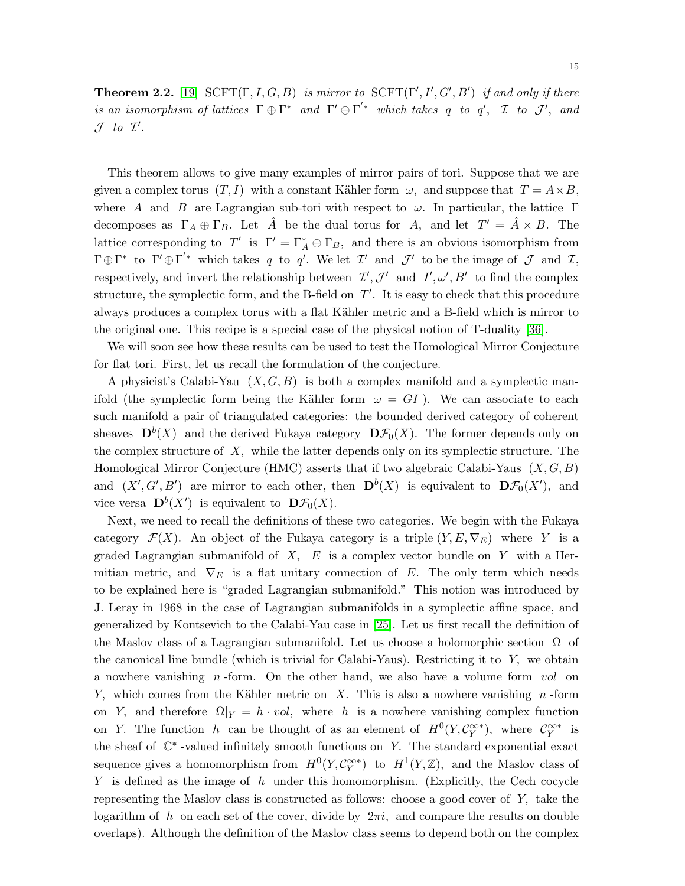**Theorem 2.2.** [19] $\mathrm{SCFT}(\Gamma, I, G, B)$ *is mirror to* $\mathrm{SCFT}(\Gamma', I', G', B')$ *if and only if there is an isomorphism of lattices* $\Gamma \oplus \Gamma^*$ *and* $\Gamma' \oplus \Gamma'^*$ *which takes* $q$ *to* $q'$*,* $\mathcal{I}$ *to* $\mathcal{J}'$*, and* $\mathcal{J}$ *to* $\mathcal{I}'$*.*

This theorem allows to give many examples of mirror pairs of tori. Suppose that we are given a complex torus $(T, I)$ with a constant Kähler form $\omega$, and suppose that $T = A \times B$, where $A$ and $B$ are Lagrangian sub-tori with respect to $\omega$. In particular, the lattice $\Gamma$ decomposes as $\Gamma_A \oplus \Gamma_B$. Let $\hat{A}$ be the dual torus for $A$, and let $T' = \hat{A} \times B$. The lattice corresponding to $T'$ is $\Gamma' = \Gamma_A^* \oplus \Gamma_B$, and there is an obvious isomorphism from $\Gamma \oplus \Gamma^*$ to $\Gamma' \oplus \Gamma'^*$ which takes $q$ to $q'$. We let $\mathcal{I}'$ and $\mathcal{J}'$ to be the image of $\mathcal{J}$ and $\mathcal{I}$, respectively, and invert the relationship between $\mathcal{I}', \mathcal{J}'$ and $I', \omega', B'$ to find the complex structure, the symplectic form, and the B-field on $T'$. It is easy to check that this procedure always produces a complex torus with a flat Kähler metric and a B-field which is mirror to the original one. This recipe is a special case of the physical notion of T-duality [36].

We will soon see how these results can be used to test the Homological Mirror Conjecture for flat tori. First, let us recall the formulation of the conjecture.

A physicist's Calabi-Yau $(X, G, B)$ is both a complex manifold and a symplectic manifold (the symplectic form being the Kähler form $\omega = GI$ ). We can associate to each such manifold a pair of triangulated categories: the bounded derived category of coherent sheaves $\mathbf{D}^b(X)$ and the derived Fukaya category $\mathbf{D}\mathcal{F}_0(X)$. The former depends only on the complex structure of $X$, while the latter depends only on its symplectic structure. The Homological Mirror Conjecture (HMC) asserts that if two algebraic Calabi-Yaus $(X, G, B)$ and $(X', G', B')$ are mirror to each other, then $\mathbf{D}^b(X)$ is equivalent to $\mathbf{D}\mathcal{F}_0(X')$, and vice versa $\mathbf{D}^b(X')$ is equivalent to $\mathbf{D}\mathcal{F}_0(X)$.

Next, we need to recall the definitions of these two categories. We begin with the Fukaya category $\mathcal{F}(X)$. An object of the Fukaya category is a triple $(Y, E, \nabla_E)$ where $Y$ is a graded Lagrangian submanifold of $X$, $E$ is a complex vector bundle on $Y$ with a Hermitian metric, and $\nabla_E$ is a flat unitary connection of $E$. The only term which needs to be explained here is "graded Lagrangian submanifold." This notion was introduced by J. Leray in 1968 in the case of Lagrangian submanifolds in a symplectic affine space, and generalized by Kontsevich to the Calabi-Yau case in [25]. Let us first recall the definition of the Maslov class of a Lagrangian submanifold. Let us choose a holomorphic section $\Omega$ of the canonical line bundle (which is trivial for Calabi-Yaus). Restricting it to $Y$, we obtain a nowhere vanishing $n$-form. On the other hand, we also have a volume form $vol$ on $Y$, which comes from the Kähler metric on $X$. This is also a nowhere vanishing $n$-form on $Y$, and therefore $\Omega|_Y = h \cdot vol$, where $h$ is a nowhere vanishing complex function on $Y$. The function $h$ can be thought of as an element of $H^0(Y, \mathcal{C}_Y^{\infty *})$, where $\mathcal{C}_Y^{\infty *}$ is the sheaf of $\mathbb{C}^*$-valued infinitely smooth functions on $Y$. The standard exponential exact sequence gives a homomorphism from $H^0(Y, \mathcal{C}_Y^{\infty *})$ to $H^1(Y, \mathbb{Z})$, and the Maslov class of $Y$ is defined as the image of $h$ under this homomorphism. (Explicitly, the Cech cocycle representing the Maslov class is constructed as follows: choose a good cover of $Y$, take the logarithm of $h$ on each set of the cover, divide by $2\pi i$, and compare the results on double overlaps). Although the definition of the Maslov class seems to depend both on the complex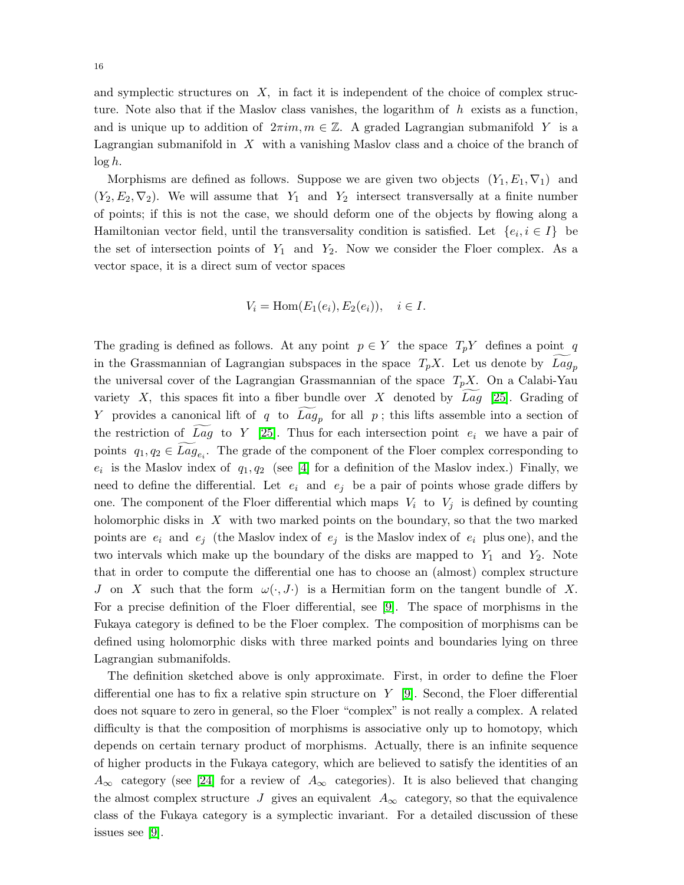and symplectic structures on $X$, in fact it is independent of the choice of complex structure. Note also that if the Maslov class vanishes, the logarithm of $h$ exists as a function, and is unique up to addition of $2\pi im, m \in \mathbb{Z}$. A graded Lagrangian submanifold $Y$ is a Lagrangian submanifold in $X$ with a vanishing Maslov class and a choice of the branch of $\log h$.

Morphisms are defined as follows. Suppose we are given two objects $(Y_1, E_1, \nabla_1)$ and $(Y_2, E_2, \nabla_2)$. We will assume that $Y_1$ and $Y_2$ intersect transversally at a finite number of points; if this is not the case, we should deform one of the objects by flowing along a Hamiltonian vector field, until the transversality condition is satisfied. Let $\{e_i, i \in I\}$ be the set of intersection points of $Y_1$ and $Y_2$. Now we consider the Floer complex. As a vector space, it is a direct sum of vector spaces

$$V_i = \mathrm{Hom}(E_1(e_i), E_2(e_i)), \quad i \in I.$$

The grading is defined as follows. At any point $p \in Y$ the space $T_pY$ defines a point $q$ in the Grassmannian of Lagrangian subspaces in the space $T_pX$. Let us denote by $\widetilde{Lag}_p$ the universal cover of the Lagrangian Grassmannian of the space $T_pX$. On a Calabi-Yau variety $X$, this spaces fit into a fiber bundle over $X$ denoted by $\widetilde{Lag}$ [25]. Grading of $Y$ provides a canonical lift of $q$ to $\widetilde{Lag}_p$ for all $p$; this lifts assemble into a section of the restriction of $\widetilde{Lag}$ to $Y$ [25]. Thus for each intersection point $e_i$ we have a pair of points $q_1, q_2 \in \widetilde{Lag}_{e_i}$. The grade of the component of the Floer complex corresponding to $e_i$ is the Maslov index of $q_1, q_2$ (see [4] for a definition of the Maslov index.) Finally, we need to define the differential. Let $e_i$ and $e_j$ be a pair of points whose grade differs by one. The component of the Floer differential which maps $V_i$ to $V_j$ is defined by counting holomorphic disks in $X$ with two marked points on the boundary, so that the two marked points are $e_i$ and $e_j$ (the Maslov index of $e_j$ is the Maslov index of $e_i$ plus one), and the two intervals which make up the boundary of the disks are mapped to $Y_1$ and $Y_2$. Note that in order to compute the differential one has to choose an (almost) complex structure $J$ on $X$ such that the form $\omega(\cdot, J\cdot)$ is a Hermitian form on the tangent bundle of $X$. For a precise definition of the Floer differential, see [9]. The space of morphisms in the Fukaya category is defined to be the Floer complex. The composition of morphisms can be defined using holomorphic disks with three marked points and boundaries lying on three Lagrangian submanifolds.

The definition sketched above is only approximate. First, in order to define the Floer differential one has to fix a relative spin structure on $Y$ [9]. Second, the Floer differential does not square to zero in general, so the Floer "complex" is not really a complex. A related difficulty is that the composition of morphisms is associative only up to homotopy, which depends on certain ternary product of morphisms. Actually, there is an infinite sequence of higher products in the Fukaya category, which are believed to satisfy the identities of an $A_\infty$ category (see [24] for a review of $A_\infty$ categories). It is also believed that changing the almost complex structure $J$ gives an equivalent $A_\infty$ category, so that the equivalence class of the Fukaya category is a symplectic invariant. For a detailed discussion of these issues see [9].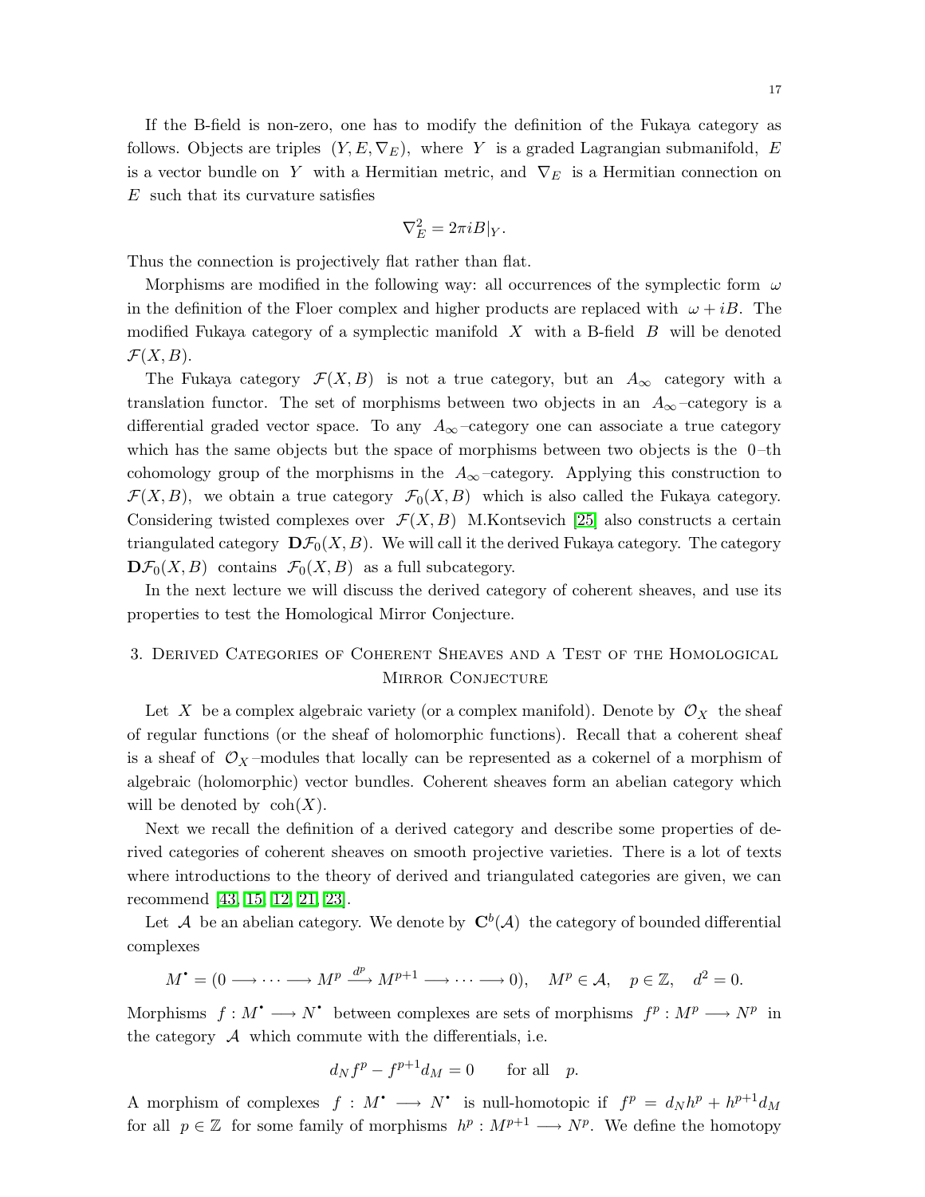If the B-field is non-zero, one has to modify the definition of the Fukaya category as follows. Objects are triples $(Y, E, \nabla_E)$, where $Y$ is a graded Lagrangian submanifold, $E$ is a vector bundle on $Y$ with a Hermitian metric, and $\nabla_E$ is a Hermitian connection on $E$ such that its curvature satisfies

$$\nabla_E^2 = 2\pi i B|_Y.$$

Thus the connection is projectively flat rather than flat.

Morphisms are modified in the following way: all occurrences of the symplectic form $\omega$ in the definition of the Floer complex and higher products are replaced with $\omega + iB$. The modified Fukaya category of a symplectic manifold $X$ with a B-field $B$ will be denoted $\mathcal{F}(X, B)$.

The Fukaya category $\mathcal{F}(X, B)$ is not a true category, but an $A_\infty$ category with a translation functor. The set of morphisms between two objects in an $A_\infty$–category is a differential graded vector space. To any $A_\infty$–category one can associate a true category which has the same objects but the space of morphisms between two objects is the $0$–th cohomology group of the morphisms in the $A_\infty$–category. Applying this construction to $\mathcal{F}(X, B)$, we obtain a true category $\mathcal{F}_0(X, B)$ which is also called the Fukaya category. Considering twisted complexes over $\mathcal{F}(X, B)$ M.Kontsevich [25] also constructs a certain triangulated category $\mathbf{D}\mathcal{F}_0(X, B)$. We will call it the derived Fukaya category. The category $\mathbf{D}\mathcal{F}_0(X, B)$ contains $\mathcal{F}_0(X, B)$ as a full subcategory.

In the next lecture we will discuss the derived category of coherent sheaves, and use its properties to test the Homological Mirror Conjecture.

## 3. Derived Categories of Coherent Sheaves and a Test of the Homological Mirror Conjecture

Let $X$ be a complex algebraic variety (or a complex manifold). Denote by $\mathcal{O}_X$ the sheaf of regular functions (or the sheaf of holomorphic functions). Recall that a coherent sheaf is a sheaf of $\mathcal{O}_X$–modules that locally can be represented as a cokernel of a morphism of algebraic (holomorphic) vector bundles. Coherent sheaves form an abelian category which will be denoted by $\mathrm{coh}(X)$.

Next we recall the definition of a derived category and describe some properties of derived categories of coherent sheaves on smooth projective varieties. There is a lot of texts where introductions to the theory of derived and triangulated categories are given, we can recommend [43, 15, 12, 21, 23].

Let $\mathcal{A}$ be an abelian category. We denote by $\mathbf{C}^b(\mathcal{A})$ the category of bounded differential complexes

$$M^\bullet = (0 \longrightarrow \cdots \longrightarrow M^p \xrightarrow{d^p} M^{p+1} \longrightarrow \cdots \longrightarrow 0), \quad M^p \in \mathcal{A}, \quad p \in \mathbb{Z}, \quad d^2 = 0.$$

Morphisms $f : M^\bullet \longrightarrow N^\bullet$ between complexes are sets of morphisms $f^p : M^p \longrightarrow N^p$ in the category $\mathcal{A}$ which commute with the differentials, i.e.

$$d_N f^p - f^{p+1} d_M = 0 \qquad \text{for all} \quad p.$$

A morphism of complexes $f : M^\bullet \longrightarrow N^\bullet$ is null-homotopic if $f^p = d_N h^p + h^{p+1} d_M$ for all $p \in \mathbb{Z}$ for some family of morphisms $h^p : M^{p+1} \longrightarrow N^p$. We define the homotopy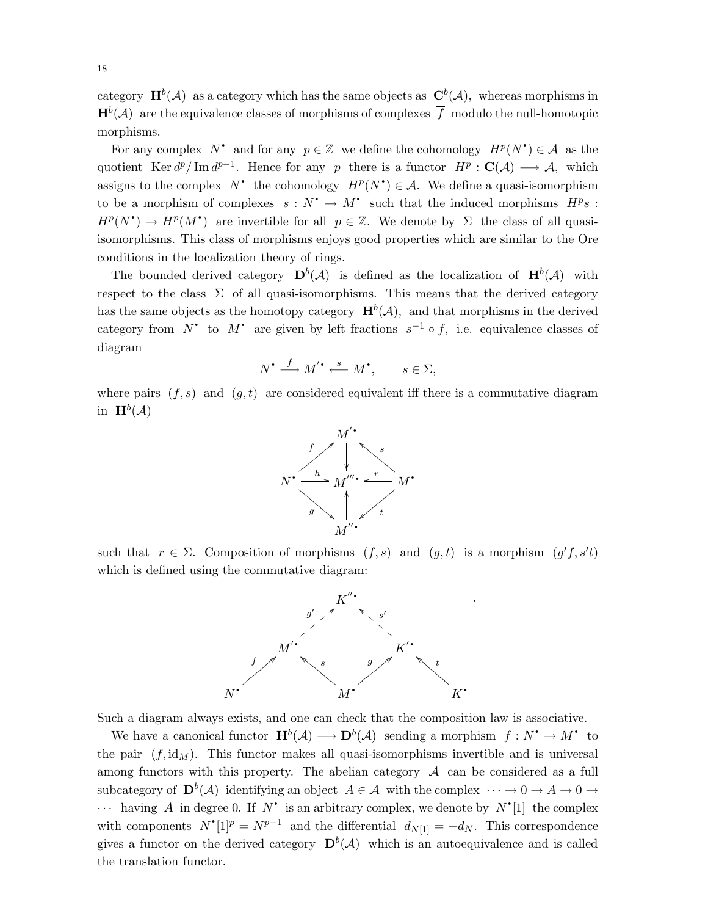category $\mathbf{H}^b(\mathcal{A})$ as a category which has the same objects as $\mathbf{C}^b(\mathcal{A})$, whereas morphisms in $\mathbf{H}^b(\mathcal{A})$ are the equivalence classes of morphisms of complexes $\overline{f}$ modulo the null-homotopic morphisms.

For any complex $N^\bullet$ and for any $p \in \mathbb{Z}$ we define the cohomology $H^p(N^\bullet) \in \mathcal{A}$ as the quotient $\operatorname{Ker} d^p / \operatorname{Im} d^{p-1}$. Hence for any $p$ there is a functor $H^p : \mathbf{C}(\mathcal{A}) \longrightarrow \mathcal{A}$, which assigns to the complex $N^\bullet$ the cohomology $H^p(N^\bullet) \in \mathcal{A}$. We define a quasi-isomorphism to be a morphism of complexes $s : N^\bullet \to M^\bullet$ such that the induced morphisms $H^p s : H^p(N^\bullet) \to H^p(M^\bullet)$ are invertible for all $p \in \mathbb{Z}$. We denote by $\Sigma$ the class of all quasi-isomorphisms. This class of morphisms enjoys good properties which are similar to the Ore conditions in the localization theory of rings.

The bounded derived category $\mathbf{D}^b(\mathcal{A})$ is defined as the localization of $\mathbf{H}^b(\mathcal{A})$ with respect to the class $\Sigma$ of all quasi-isomorphisms. This means that the derived category has the same objects as the homotopy category $\mathbf{H}^b(\mathcal{A})$, and that morphisms in the derived category from $N^\bullet$ to $M^\bullet$ are given by left fractions $s^{-1} \circ f$, i.e. equivalence classes of diagram

$$N^\bullet \xrightarrow{\ f\ } M'^\bullet \xleftarrow{\ s\ } M^\bullet, \qquad s \in \Sigma,$$

where pairs $(f, s)$ and $(g, t)$ are considered equivalent iff there is a commutative diagram in $\mathbf{H}^b(\mathcal{A})$

$$\begin{array}{ccccc} & & M'^\bullet & & \\ & \overset{f}{\nearrow} & \downarrow & \overset{s}{\nwarrow} & \\ N^\bullet & \xrightarrow{\ h\ } & M'''^\bullet & \xleftarrow{\ r\ } & M^\bullet \\ & \underset{g}{\searrow} & \uparrow & \underset{t}{\swarrow} & \\ & & M''^\bullet & & \end{array}$$

such that $r \in \Sigma$. Composition of morphisms $(f, s)$ and $(g, t)$ is a morphism $(g'f, s't)$ which is defined using the commutative diagram:

$$\begin{array}{ccccccccc} & & & & K''^\bullet & & & & \\ & & & \overset{g'}{\nearrow} & & \overset{s'}{\nwarrow} & & & \\ & & M'^\bullet & & & & K'^\bullet & & \\ & \overset{f}{\nearrow} & & \overset{s}{\nwarrow} & & \overset{g}{\nearrow} & & \overset{t}{\nwarrow} & \\ N^\bullet & & & & M^\bullet & & & & K^\bullet \end{array}$$

Such a diagram always exists, and one can check that the composition law is associative.

We have a canonical functor $\mathbf{H}^b(\mathcal{A}) \longrightarrow \mathbf{D}^b(\mathcal{A})$ sending a morphism $f : N^\bullet \to M^\bullet$ to the pair $(f, \mathrm{id}_M)$. This functor makes all quasi-isomorphisms invertible and is universal among functors with this property. The abelian category $\mathcal{A}$ can be considered as a full subcategory of $\mathbf{D}^b(\mathcal{A})$ identifying an object $A \in \mathcal{A}$ with the complex $\cdots \to 0 \to A \to 0 \to \cdots$ having $A$ in degree 0. If $N^\bullet$ is an arbitrary complex, we denote by $N^\bullet[1]$ the complex with components $N^\bullet[1]^p = N^{p+1}$ and the differential $d_{N[1]} = -d_N$. This correspondence gives a functor on the derived category $\mathbf{D}^b(\mathcal{A})$ which is an autoequivalence and is called the translation functor.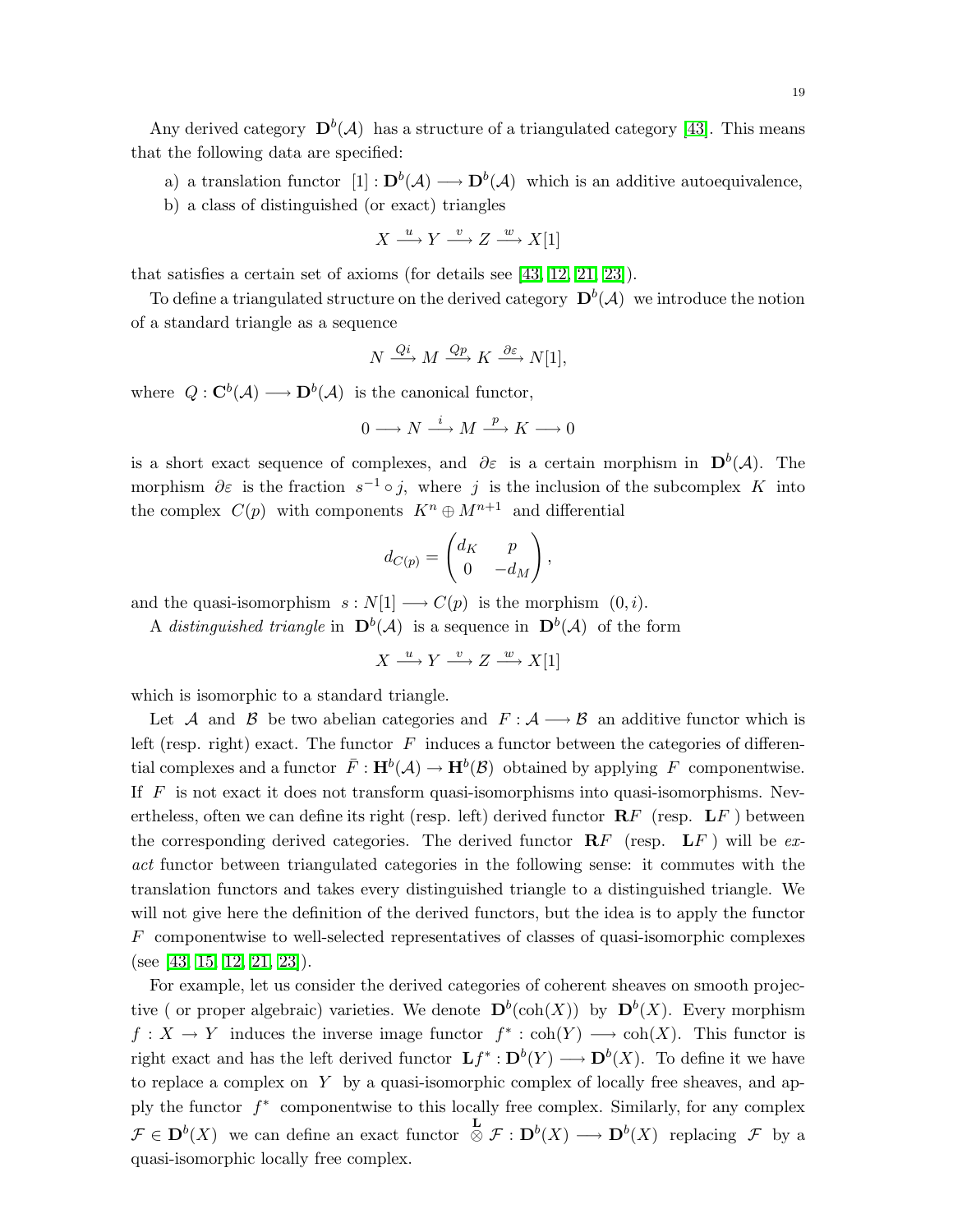Any derived category $\mathbf{D}^b(\mathcal{A})$ has a structure of a triangulated category [43]. This means that the following data are specified:

a) a translation functor $[1] : \mathbf{D}^b(\mathcal{A}) \longrightarrow \mathbf{D}^b(\mathcal{A})$ which is an additive autoequivalence,

b) a class of distinguished (or exact) triangles

$$X \xrightarrow{u} Y \xrightarrow{v} Z \xrightarrow{w} X[1]$$

that satisfies a certain set of axioms (for details see [43, 12, 21, 23]).

To define a triangulated structure on the derived category $\mathbf{D}^b(\mathcal{A})$ we introduce the notion of a standard triangle as a sequence

$$N \xrightarrow{Qi} M \xrightarrow{Qp} K \xrightarrow{\partial\varepsilon} N[1],$$

where $Q : \mathbf{C}^b(\mathcal{A}) \longrightarrow \mathbf{D}^b(\mathcal{A})$ is the canonical functor,

$$0 \longrightarrow N \xrightarrow{i} M \xrightarrow{p} K \longrightarrow 0$$

is a short exact sequence of complexes, and $\partial\varepsilon$ is a certain morphism in $\mathbf{D}^b(\mathcal{A})$. The morphism $\partial\varepsilon$ is the fraction $s^{-1} \circ j$, where $j$ is the inclusion of the subcomplex $K$ into the complex $C(p)$ with components $K^n \oplus M^{n+1}$ and differential

$$d_{C(p)} = \begin{pmatrix} d_K & p \\ 0 & -d_M \end{pmatrix},$$

and the quasi-isomorphism $s : N[1] \longrightarrow C(p)$ is the morphism $(0, i)$.

A *distinguished triangle* in $\mathbf{D}^b(\mathcal{A})$ is a sequence in $\mathbf{D}^b(\mathcal{A})$ of the form

$$X \xrightarrow{u} Y \xrightarrow{v} Z \xrightarrow{w} X[1]$$

which is isomorphic to a standard triangle.

Let $\mathcal{A}$ and $\mathcal{B}$ be two abelian categories and $F : \mathcal{A} \longrightarrow \mathcal{B}$ an additive functor which is left (resp. right) exact. The functor $F$ induces a functor between the categories of differential complexes and a functor $\bar{F} : \mathbf{H}^b(\mathcal{A}) \to \mathbf{H}^b(\mathcal{B})$ obtained by applying $F$ componentwise. If $F$ is not exact it does not transform quasi-isomorphisms into quasi-isomorphisms. Nevertheless, often we can define its right (resp. left) derived functor $\mathbf{R}F$ (resp. $\mathbf{L}F$ ) between the corresponding derived categories. The derived functor $\mathbf{R}F$ (resp. $\mathbf{L}F$ ) will be *exact* functor between triangulated categories in the following sense: it commutes with the translation functors and takes every distinguished triangle to a distinguished triangle. We will not give here the definition of the derived functors, but the idea is to apply the functor $F$ componentwise to well-selected representatives of classes of quasi-isomorphic complexes (see [43, 15, 12, 21, 23]).

For example, let us consider the derived categories of coherent sheaves on smooth projective ( or proper algebraic) varieties. We denote $\mathbf{D}^b(\mathrm{coh}(X))$ by $\mathbf{D}^b(X)$. Every morphism $f : X \to Y$ induces the inverse image functor $f^* : \mathrm{coh}(Y) \longrightarrow \mathrm{coh}(X)$. This functor is right exact and has the left derived functor $\mathbf{L}f^* : \mathbf{D}^b(Y) \longrightarrow \mathbf{D}^b(X)$. To define it we have to replace a complex on $Y$ by a quasi-isomorphic complex of locally free sheaves, and apply the functor $f^*$ componentwise to this locally free complex. Similarly, for any complex $\mathcal{F} \in \mathbf{D}^b(X)$ we can define an exact functor $\overset{\mathbf{L}}{\otimes} \mathcal{F} : \mathbf{D}^b(X) \longrightarrow \mathbf{D}^b(X)$ replacing $\mathcal{F}$ by a quasi-isomorphic locally free complex.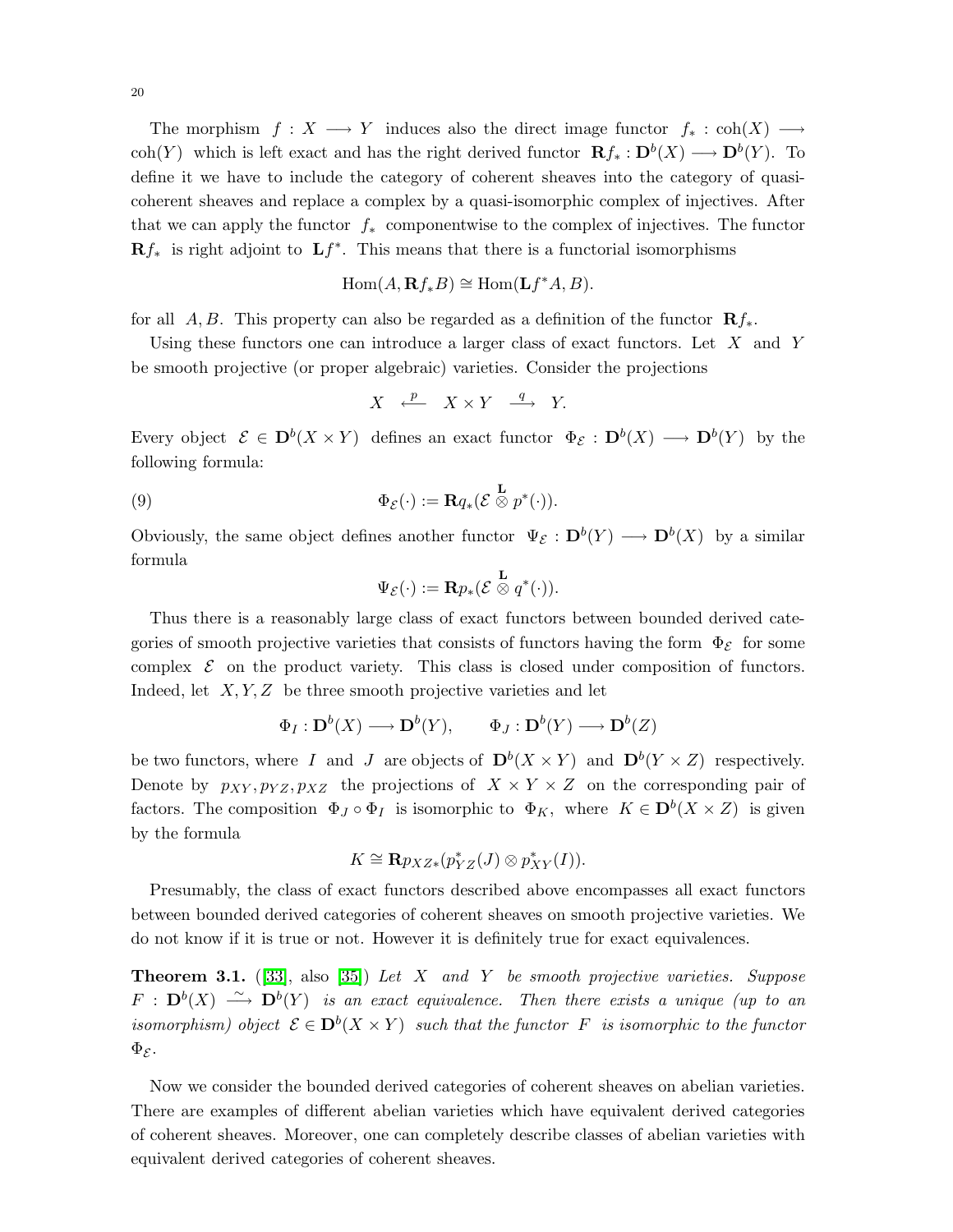The morphism $f : X \longrightarrow Y$ induces also the direct image functor $f_* : \mathrm{coh}(X) \longrightarrow \mathrm{coh}(Y)$ which is left exact and has the right derived functor $\mathbf{R}f_* : \mathbf{D}^b(X) \longrightarrow \mathbf{D}^b(Y)$. To define it we have to include the category of coherent sheaves into the category of quasi-coherent sheaves and replace a complex by a quasi-isomorphic complex of injectives. After that we can apply the functor $f_*$ componentwise to the complex of injectives. The functor $\mathbf{R}f_*$ is right adjoint to $\mathbf{L}f^*$. This means that there is a functorial isomorphisms

$$\mathrm{Hom}(A, \mathbf{R}f_* B) \cong \mathrm{Hom}(\mathbf{L}f^* A, B).$$

for all $A, B$. This property can also be regarded as a definition of the functor $\mathbf{R}f_*$.

Using these functors one can introduce a larger class of exact functors. Let $X$ and $Y$ be smooth projective (or proper algebraic) varieties. Consider the projections

$$X \overset{p}{\longleftarrow} X \times Y \overset{q}{\longrightarrow} Y.$$

Every object $\mathcal{E} \in \mathbf{D}^b(X \times Y)$ defines an exact functor $\Phi_{\mathcal{E}} : \mathbf{D}^b(X) \longrightarrow \mathbf{D}^b(Y)$ by the following formula:

$$\Phi_{\mathcal{E}}(\cdot) := \mathbf{R}q_*(\mathcal{E} \overset{\mathbf{L}}{\otimes} p^*(\cdot)). \tag{9}$$

Obviously, the same object defines another functor $\Psi_{\mathcal{E}} : \mathbf{D}^b(Y) \longrightarrow \mathbf{D}^b(X)$ by a similar formula

$$\Psi_{\mathcal{E}}(\cdot) := \mathbf{R}p_*(\mathcal{E} \overset{\mathbf{L}}{\otimes} q^*(\cdot)).$$

Thus there is a reasonably large class of exact functors between bounded derived categories of smooth projective varieties that consists of functors having the form $\Phi_{\mathcal{E}}$ for some complex $\mathcal{E}$ on the product variety. This class is closed under composition of functors. Indeed, let $X, Y, Z$ be three smooth projective varieties and let

$$\Phi_I : \mathbf{D}^b(X) \longrightarrow \mathbf{D}^b(Y), \qquad \Phi_J : \mathbf{D}^b(Y) \longrightarrow \mathbf{D}^b(Z)$$

be two functors, where $I$ and $J$ are objects of $\mathbf{D}^b(X \times Y)$ and $\mathbf{D}^b(Y \times Z)$ respectively. Denote by $p_{XY}, p_{YZ}, p_{XZ}$ the projections of $X \times Y \times Z$ on the corresponding pair of factors. The composition $\Phi_J \circ \Phi_I$ is isomorphic to $\Phi_K$, where $K \in \mathbf{D}^b(X \times Z)$ is given by the formula

$$K \cong \mathbf{R}p_{XZ*}(p_{YZ}^*(J) \otimes p_{XY}^*(I)).$$

Presumably, the class of exact functors described above encompasses all exact functors between bounded derived categories of coherent sheaves on smooth projective varieties. We do not know if it is true or not. However it is definitely true for exact equivalences.

**Theorem 3.1.** ([33], also [35]) *Let $X$ and $Y$ be smooth projective varieties. Suppose $F : \mathbf{D}^b(X) \overset{\sim}{\longrightarrow} \mathbf{D}^b(Y)$ is an exact equivalence. Then there exists a unique (up to an isomorphism) object $\mathcal{E} \in \mathbf{D}^b(X \times Y)$ such that the functor $F$ is isomorphic to the functor $\Phi_{\mathcal{E}}$.*

Now we consider the bounded derived categories of coherent sheaves on abelian varieties. There are examples of different abelian varieties which have equivalent derived categories of coherent sheaves. Moreover, one can completely describe classes of abelian varieties with equivalent derived categories of coherent sheaves.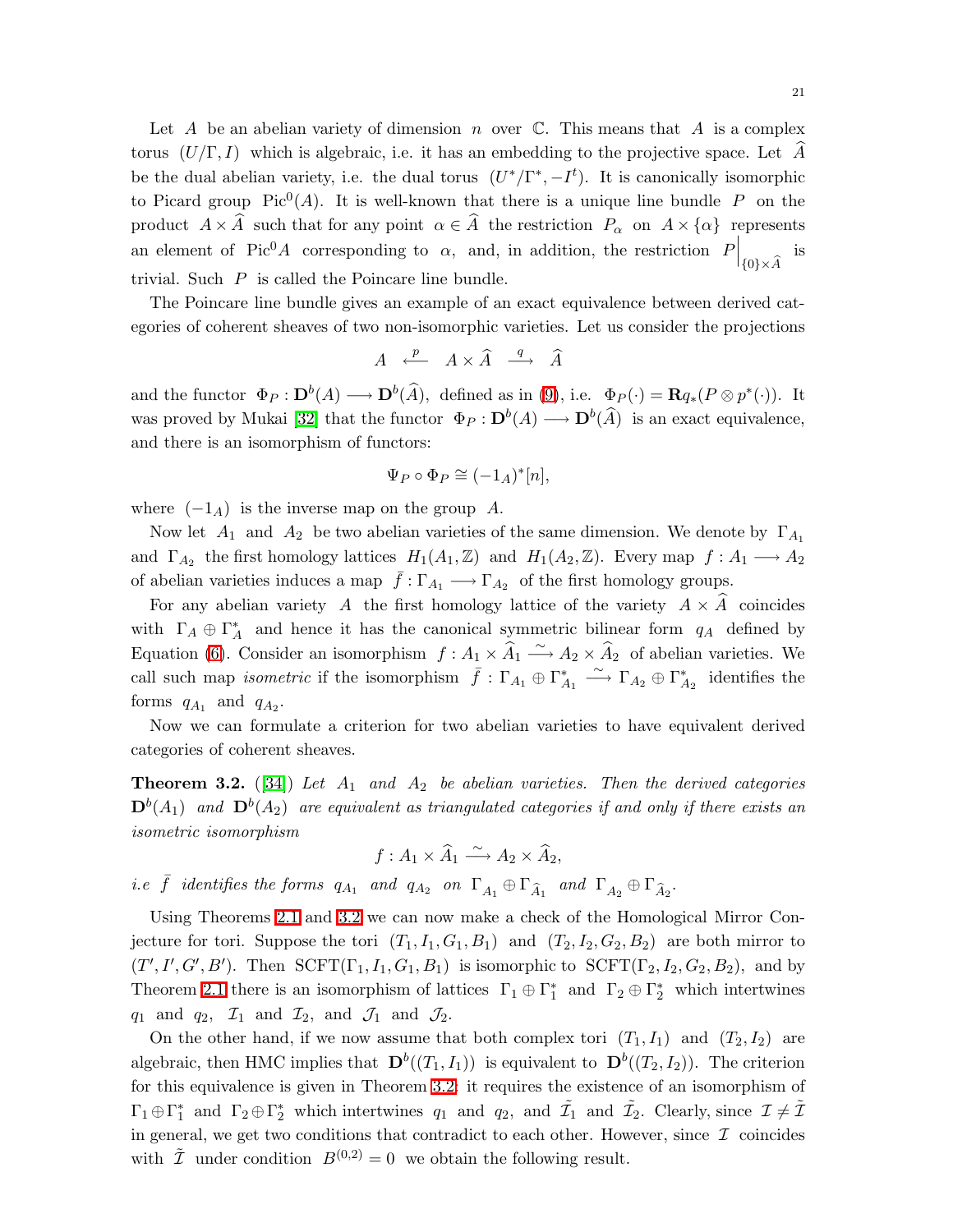Let $A$ be an abelian variety of dimension $n$ over $\mathbb{C}$. This means that $A$ is a complex torus $(U/\Gamma, I)$ which is algebraic, i.e. it has an embedding to the projective space. Let $\widehat{A}$ be the dual abelian variety, i.e. the dual torus $(U^*/\Gamma^*, -I^t)$. It is canonically isomorphic to Picard group $\mathrm{Pic}^0(A)$. It is well-known that there is a unique line bundle $P$ on the product $A \times \widehat{A}$ such that for any point $\alpha \in \widehat{A}$ the restriction $P_\alpha$ on $A \times \{\alpha\}$ represents an element of $\mathrm{Pic}^0 A$ corresponding to $\alpha$, and, in addition, the restriction $P\Big|_{\{0\}\times \widehat{A}}$ is trivial. Such $P$ is called the Poincare line bundle.

The Poincare line bundle gives an example of an exact equivalence between derived categories of coherent sheaves of two non-isomorphic varieties. Let us consider the projections

$$A \;\overset{p}{\longleftarrow}\; A \times \widehat{A} \;\overset{q}{\longrightarrow}\; \widehat{A}$$

and the functor $\Phi_P : \mathbf{D}^b(A) \longrightarrow \mathbf{D}^b(\widehat{A})$, defined as in (9), i.e. $\Phi_P(\cdot) = \mathbf{R}q_*(P \otimes p^*(\cdot))$. It was proved by Mukai [32] that the functor $\Phi_P : \mathbf{D}^b(A) \longrightarrow \mathbf{D}^b(\widehat{A})$ is an exact equivalence, and there is an isomorphism of functors:

$$\Psi_P \circ \Phi_P \cong (-1_A)^*[n],$$

where $(-1_A)$ is the inverse map on the group $A$.

Now let $A_1$ and $A_2$ be two abelian varieties of the same dimension. We denote by $\Gamma_{A_1}$ and $\Gamma_{A_2}$ the first homology lattices $H_1(A_1, \mathbb{Z})$ and $H_1(A_2, \mathbb{Z})$. Every map $f : A_1 \longrightarrow A_2$ of abelian varieties induces a map $\bar{f} : \Gamma_{A_1} \longrightarrow \Gamma_{A_2}$ of the first homology groups.

For any abelian variety $A$ the first homology lattice of the variety $A \times \widehat{A}$ coincides with $\Gamma_A \oplus \Gamma_A^*$ and hence it has the canonical symmetric bilinear form $q_A$ defined by Equation (6). Consider an isomorphism $f : A_1 \times \widehat{A}_1 \xrightarrow{\sim} A_2 \times \widehat{A}_2$ of abelian varieties. We call such map *isometric* if the isomorphism $\bar{f} : \Gamma_{A_1} \oplus \Gamma_{A_1}^* \xrightarrow{\sim} \Gamma_{A_2} \oplus \Gamma_{A_2}^*$ identifies the forms $q_{A_1}$ and $q_{A_2}$.

Now we can formulate a criterion for two abelian varieties to have equivalent derived categories of coherent sheaves.

**Theorem 3.2.** ([34]) *Let $A_1$ and $A_2$ be abelian varieties. Then the derived categories $\mathbf{D}^b(A_1)$ and $\mathbf{D}^b(A_2)$ are equivalent as triangulated categories if and only if there exists an isometric isomorphism*

$$f : A_1 \times \widehat{A}_1 \xrightarrow{\sim} A_2 \times \widehat{A}_2,$$

*i.e $\bar{f}$ identifies the forms $q_{A_1}$ and $q_{A_2}$ on $\Gamma_{A_1} \oplus \Gamma_{\widehat{A}_1}$ and $\Gamma_{A_2} \oplus \Gamma_{\widehat{A}_2}$.*

Using Theorems 2.1 and 3.2 we can now make a check of the Homological Mirror Conjecture for tori. Suppose the tori $(T_1, I_1, G_1, B_1)$ and $(T_2, I_2, G_2, B_2)$ are both mirror to $(T', I', G', B')$. Then $\mathrm{SCFT}(\Gamma_1, I_1, G_1, B_1)$ is isomorphic to $\mathrm{SCFT}(\Gamma_2, I_2, G_2, B_2)$, and by Theorem 2.1 there is an isomorphism of lattices $\Gamma_1 \oplus \Gamma_1^*$ and $\Gamma_2 \oplus \Gamma_2^*$ which intertwines $q_1$ and $q_2$, $\mathcal{I}_1$ and $\mathcal{I}_2$, and $\mathcal{J}_1$ and $\mathcal{J}_2$.

On the other hand, if we now assume that both complex tori $(T_1, I_1)$ and $(T_2, I_2)$ are algebraic, then HMC implies that $\mathbf{D}^b((T_1, I_1))$ is equivalent to $\mathbf{D}^b((T_2, I_2))$. The criterion for this equivalence is given in Theorem 3.2: it requires the existence of an isomorphism of $\Gamma_1 \oplus \Gamma_1^*$ and $\Gamma_2 \oplus \Gamma_2^*$ which intertwines $q_1$ and $q_2$, and $\tilde{\mathcal{I}}_1$ and $\tilde{\mathcal{I}}_2$. Clearly, since $\mathcal{I} \neq \tilde{\mathcal{I}}$ in general, we get two conditions that contradict to each other. However, since $\mathcal{I}$ coincides with $\tilde{\mathcal{I}}$ under condition $B^{(0,2)} = 0$ we obtain the following result.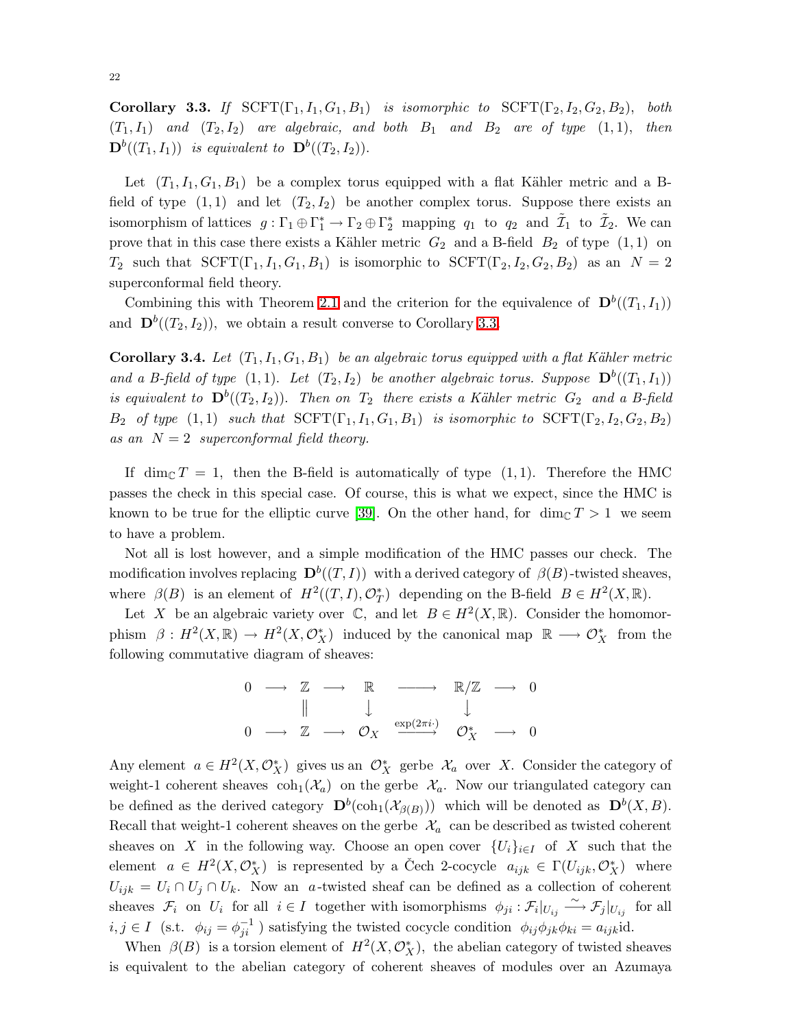**Corollary 3.3.** *If* $\mathrm{SCFT}(\Gamma_1, I_1, G_1, B_1)$ *is isomorphic to* $\mathrm{SCFT}(\Gamma_2, I_2, G_2, B_2)$, *both* $(T_1, I_1)$ *and* $(T_2, I_2)$ *are algebraic, and both* $B_1$ *and* $B_2$ *are of type* $(1,1)$, *then* $\mathbf{D}^b((T_1, I_1))$ *is equivalent to* $\mathbf{D}^b((T_2, I_2))$.

Let $(T_1, I_1, G_1, B_1)$ be a complex torus equipped with a flat Kähler metric and a B-field of type $(1,1)$ and let $(T_2, I_2)$ be another complex torus. Suppose there exists an isomorphism of lattices $g : \Gamma_1 \oplus \Gamma_1^* \to \Gamma_2 \oplus \Gamma_2^*$ mapping $q_1$ to $q_2$ and $\tilde{\mathcal{I}}_1$ to $\tilde{\mathcal{I}}_2$. We can prove that in this case there exists a Kähler metric $G_2$ and a B-field $B_2$ of type $(1,1)$ on $T_2$ such that $\mathrm{SCFT}(\Gamma_1, I_1, G_1, B_1)$ is isomorphic to $\mathrm{SCFT}(\Gamma_2, I_2, G_2, B_2)$ as an $N = 2$ superconformal field theory.

Combining this with Theorem 2.1 and the criterion for the equivalence of $\mathbf{D}^b((T_1, I_1))$ and $\mathbf{D}^b((T_2, I_2))$, we obtain a result converse to Corollary 3.3.

**Corollary 3.4.** *Let* $(T_1, I_1, G_1, B_1)$ *be an algebraic torus equipped with a flat Kähler metric and a B-field of type* $(1,1)$. *Let* $(T_2, I_2)$ *be another algebraic torus. Suppose* $\mathbf{D}^b((T_1, I_1))$ *is equivalent to* $\mathbf{D}^b((T_2, I_2))$. *Then on* $T_2$ *there exists a Kähler metric* $G_2$ *and a B-field* $B_2$ *of type* $(1,1)$ *such that* $\mathrm{SCFT}(\Gamma_1, I_1, G_1, B_1)$ *is isomorphic to* $\mathrm{SCFT}(\Gamma_2, I_2, G_2, B_2)$ *as an* $N = 2$ *superconformal field theory.*

If $\dim_{\mathbb{C}} T = 1$, then the B-field is automatically of type $(1,1)$. Therefore the HMC passes the check in this special case. Of course, this is what we expect, since the HMC is known to be true for the elliptic curve [39]. On the other hand, for $\dim_{\mathbb{C}} T > 1$ we seem to have a problem.

Not all is lost however, and a simple modification of the HMC passes our check. The modification involves replacing $\mathbf{D}^b((T, I))$ with a derived category of $\beta(B)$-twisted sheaves, where $\beta(B)$ is an element of $H^2((T, I), \mathcal{O}_T^*)$ depending on the B-field $B \in H^2(X, \mathbb{R})$.

Let $X$ be an algebraic variety over $\mathbb{C}$, and let $B \in H^2(X, \mathbb{R})$. Consider the homomorphism $\beta : H^2(X, \mathbb{R}) \to H^2(X, \mathcal{O}_X^*)$ induced by the canonical map $\mathbb{R} \longrightarrow \mathcal{O}_X^*$ from the following commutative diagram of sheaves:

$$
\begin{array}{ccccccccc}
0 & \longrightarrow & \mathbb{Z} & \longrightarrow & \mathbb{R} & \longrightarrow & \mathbb{R}/\mathbb{Z} & \longrightarrow & 0 \\
 & & \| & & \downarrow & & \downarrow & & \\
0 & \longrightarrow & \mathbb{Z} & \longrightarrow & \mathcal{O}_X & \xrightarrow{\exp(2\pi i \cdot)} & \mathcal{O}_X^* & \longrightarrow & 0
\end{array}
$$

Any element $a \in H^2(X, \mathcal{O}_X^*)$ gives us an $\mathcal{O}_X^*$ gerbe $\mathcal{X}_a$ over $X$. Consider the category of weight-1 coherent sheaves $\mathrm{coh}_1(\mathcal{X}_a)$ on the gerbe $\mathcal{X}_a$. Now our triangulated category can be defined as the derived category $\mathbf{D}^b(\mathrm{coh}_1(\mathcal{X}_{\beta(B)}))$ which will be denoted as $\mathbf{D}^b(X, B)$. Recall that weight-1 coherent sheaves on the gerbe $\mathcal{X}_a$ can be described as twisted coherent sheaves on $X$ in the following way. Choose an open cover $\{U_i\}_{i \in I}$ of $X$ such that the element $a \in H^2(X, \mathcal{O}_X^*)$ is represented by a Čech 2-cocycle $a_{ijk} \in \Gamma(U_{ijk}, \mathcal{O}_X^*)$ where $U_{ijk} = U_i \cap U_j \cap U_k$. Now an $a$-twisted sheaf can be defined as a collection of coherent sheaves $\mathcal{F}_i$ on $U_i$ for all $i \in I$ together with isomorphisms $\phi_{ji} : \mathcal{F}_i|_{U_{ij}} \xrightarrow{\sim} \mathcal{F}_j|_{U_{ij}}$ for all $i, j \in I$ (s.t. $\phi_{ij} = \phi_{ji}^{-1}$ ) satisfying the twisted cocycle condition $\phi_{ij}\phi_{jk}\phi_{ki} = a_{ijk}\mathrm{id}$.

When $\beta(B)$ is a torsion element of $H^2(X, \mathcal{O}_X^*)$, the abelian category of twisted sheaves is equivalent to the abelian category of coherent sheaves of modules over an Azumaya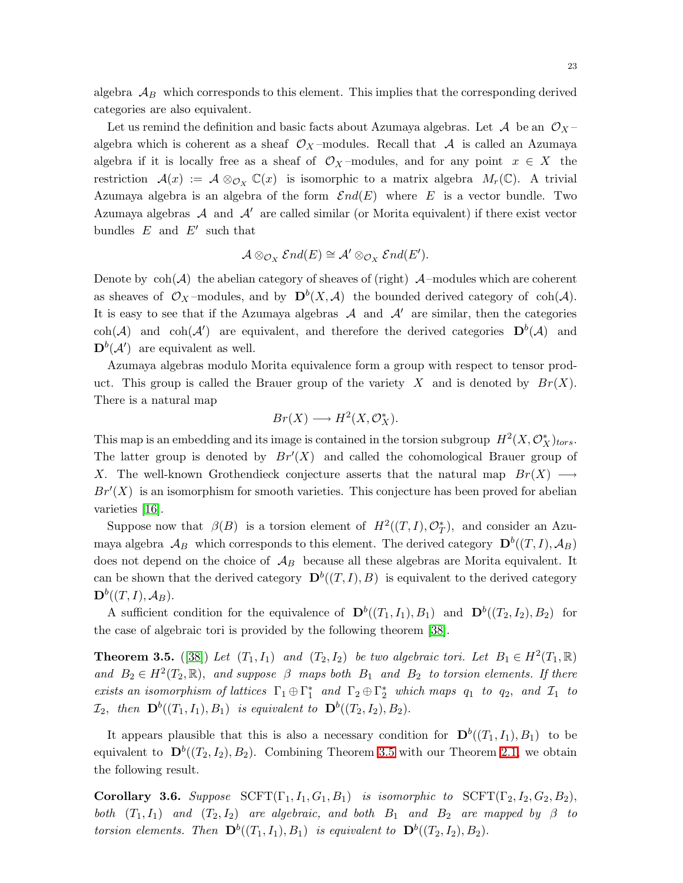algebra $\mathcal{A}_B$ which corresponds to this element. This implies that the corresponding derived categories are also equivalent.

Let us remind the definition and basic facts about Azumaya algebras. Let $\mathcal{A}$ be an $\mathcal{O}_X$–algebra which is coherent as a sheaf $\mathcal{O}_X$–modules. Recall that $\mathcal{A}$ is called an Azumaya algebra if it is locally free as a sheaf of $\mathcal{O}_X$–modules, and for any point $x \in X$ the restriction $\mathcal{A}(x) := \mathcal{A} \otimes_{\mathcal{O}_X} \mathbb{C}(x)$ is isomorphic to a matrix algebra $M_r(\mathbb{C})$. A trivial Azumaya algebra is an algebra of the form $\mathcal{E}nd(E)$ where $E$ is a vector bundle. Two Azumaya algebras $\mathcal{A}$ and $\mathcal{A}'$ are called similar (or Morita equivalent) if there exist vector bundles $E$ and $E'$ such that

$$\mathcal{A} \otimes_{\mathcal{O}_X} \mathcal{E}nd(E) \cong \mathcal{A}' \otimes_{\mathcal{O}_X} \mathcal{E}nd(E').$$

Denote by $\mathrm{coh}(\mathcal{A})$ the abelian category of sheaves of (right) $\mathcal{A}$–modules which are coherent as sheaves of $\mathcal{O}_X$–modules, and by $\mathbf{D}^b(X, \mathcal{A})$ the bounded derived category of $\mathrm{coh}(\mathcal{A})$. It is easy to see that if the Azumaya algebras $\mathcal{A}$ and $\mathcal{A}'$ are similar, then the categories $\mathrm{coh}(\mathcal{A})$ and $\mathrm{coh}(\mathcal{A}')$ are equivalent, and therefore the derived categories $\mathbf{D}^b(\mathcal{A})$ and $\mathbf{D}^b(\mathcal{A}')$ are equivalent as well.

Azumaya algebras modulo Morita equivalence form a group with respect to tensor product. This group is called the Brauer group of the variety $X$ and is denoted by $Br(X)$. There is a natural map

$$Br(X) \longrightarrow H^2(X, \mathcal{O}_X^*).$$

This map is an embedding and its image is contained in the torsion subgroup $H^2(X, \mathcal{O}_X^*)_{tors}$. The latter group is denoted by $Br'(X)$ and called the cohomological Brauer group of $X$. The well-known Grothendieck conjecture asserts that the natural map $Br(X) \longrightarrow Br'(X)$ is an isomorphism for smooth varieties. This conjecture has been proved for abelian varieties [16].

Suppose now that $\beta(B)$ is a torsion element of $H^2((T, I), \mathcal{O}_T^*)$, and consider an Azumaya algebra $\mathcal{A}_B$ which corresponds to this element. The derived category $\mathbf{D}^b((T, I), \mathcal{A}_B)$ does not depend on the choice of $\mathcal{A}_B$ because all these algebras are Morita equivalent. It can be shown that the derived category $\mathbf{D}^b((T, I), B)$ is equivalent to the derived category $\mathbf{D}^b((T, I), \mathcal{A}_B)$.

A sufficient condition for the equivalence of $\mathbf{D}^b((T_1, I_1), B_1)$ and $\mathbf{D}^b((T_2, I_2), B_2)$ for the case of algebraic tori is provided by the following theorem [38].

**Theorem 3.5.** ([38]) *Let $(T_1, I_1)$ and $(T_2, I_2)$ be two algebraic tori. Let $B_1 \in H^2(T_1, \mathbb{R})$ and $B_2 \in H^2(T_2, \mathbb{R})$, and suppose $\beta$ maps both $B_1$ and $B_2$ to torsion elements. If there exists an isomorphism of lattices $\Gamma_1 \oplus \Gamma_1^*$ and $\Gamma_2 \oplus \Gamma_2^*$ which maps $q_1$ to $q_2$, and $\mathcal{I}_1$ to $\mathcal{I}_2$, then $\mathbf{D}^b((T_1, I_1), B_1)$ is equivalent to $\mathbf{D}^b((T_2, I_2), B_2)$.*

It appears plausible that this is also a necessary condition for $\mathbf{D}^b((T_1, I_1), B_1)$ to be equivalent to $\mathbf{D}^b((T_2, I_2), B_2)$. Combining Theorem 3.5 with our Theorem 2.1, we obtain the following result.

**Corollary 3.6.** *Suppose $\mathrm{SCFT}(\Gamma_1, I_1, G_1, B_1)$ is isomorphic to $\mathrm{SCFT}(\Gamma_2, I_2, G_2, B_2)$, both $(T_1, I_1)$ and $(T_2, I_2)$ are algebraic, and both $B_1$ and $B_2$ are mapped by $\beta$ to torsion elements. Then $\mathbf{D}^b((T_1, I_1), B_1)$ is equivalent to $\mathbf{D}^b((T_2, I_2), B_2)$.*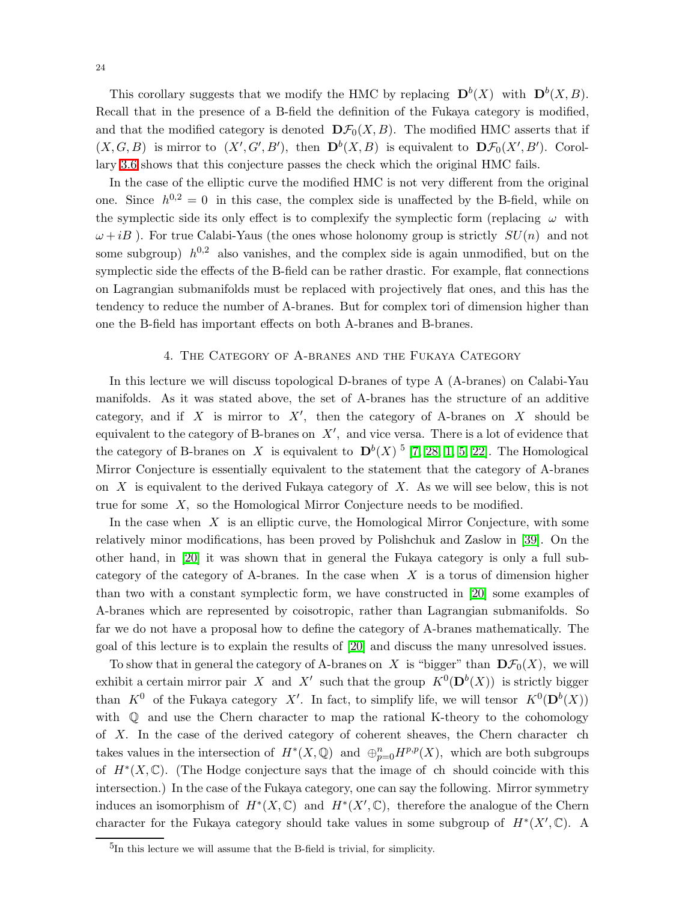This corollary suggests that we modify the HMC by replacing $\mathbf{D}^b(X)$ with $\mathbf{D}^b(X, B)$. Recall that in the presence of a B-field the definition of the Fukaya category is modified, and that the modified category is denoted $\mathbf{D}\mathcal{F}_0(X, B)$. The modified HMC asserts that if $(X, G, B)$ is mirror to $(X', G', B')$, then $\mathbf{D}^b(X, B)$ is equivalent to $\mathbf{D}\mathcal{F}_0(X', B')$. Corollary 3.6 shows that this conjecture passes the check which the original HMC fails.

In the case of the elliptic curve the modified HMC is not very different from the original one. Since $h^{0,2} = 0$ in this case, the complex side is unaffected by the B-field, while on the symplectic side its only effect is to complexify the symplectic form (replacing $\omega$ with $\omega + iB$ ). For true Calabi-Yaus (the ones whose holonomy group is strictly $SU(n)$ and not some subgroup) $h^{0,2}$ also vanishes, and the complex side is again unmodified, but on the symplectic side the effects of the B-field can be rather drastic. For example, flat connections on Lagrangian submanifolds must be replaced with projectively flat ones, and this has the tendency to reduce the number of A-branes. But for complex tori of dimension higher than one the B-field has important effects on both A-branes and B-branes.

## 4. The Category of A-branes and the Fukaya Category

In this lecture we will discuss topological D-branes of type A (A-branes) on Calabi-Yau manifolds. As it was stated above, the set of A-branes has the structure of an additive category, and if $X$ is mirror to $X'$, then the category of A-branes on $X$ should be equivalent to the category of B-branes on $X'$, and vice versa. There is a lot of evidence that the category of B-branes on $X$ is equivalent to $\mathbf{D}^b(X)$ [5] [7, 28, 1, 5, 22]. The Homological Mirror Conjecture is essentially equivalent to the statement that the category of A-branes on $X$ is equivalent to the derived Fukaya category of $X$. As we will see below, this is not true for some $X$, so the Homological Mirror Conjecture needs to be modified.

In the case when $X$ is an elliptic curve, the Homological Mirror Conjecture, with some relatively minor modifications, has been proved by Polishchuk and Zaslow in [39]. On the other hand, in [20] it was shown that in general the Fukaya category is only a full subcategory of the category of A-branes. In the case when $X$ is a torus of dimension higher than two with a constant symplectic form, we have constructed in [20] some examples of A-branes which are represented by coisotropic, rather than Lagrangian submanifolds. So far we do not have a proposal how to define the category of A-branes mathematically. The goal of this lecture is to explain the results of [20] and discuss the many unresolved issues.

To show that in general the category of A-branes on $X$ is "bigger" than $\mathbf{D}\mathcal{F}_0(X)$, we will exhibit a certain mirror pair $X$ and $X'$ such that the group $K^0(\mathbf{D}^b(X))$ is strictly bigger than $K^0$ of the Fukaya category $X'$. In fact, to simplify life, we will tensor $K^0(\mathbf{D}^b(X))$ with $\mathbb{Q}$ and use the Chern character to map the rational K-theory to the cohomology of $X$. In the case of the derived category of coherent sheaves, the Chern character ch takes values in the intersection of $H^*(X, \mathbb{Q})$ and $\oplus_{p=0}^n H^{p,p}(X)$, which are both subgroups of $H^*(X, \mathbb{C})$. (The Hodge conjecture says that the image of ch should coincide with this intersection.) In the case of the Fukaya category, one can say the following. Mirror symmetry induces an isomorphism of $H^*(X, \mathbb{C})$ and $H^*(X', \mathbb{C})$, therefore the analogue of the Chern character for the Fukaya category should take values in some subgroup of $H^*(X', \mathbb{C})$. A

[5] In this lecture we will assume that the B-field is trivial, for simplicity.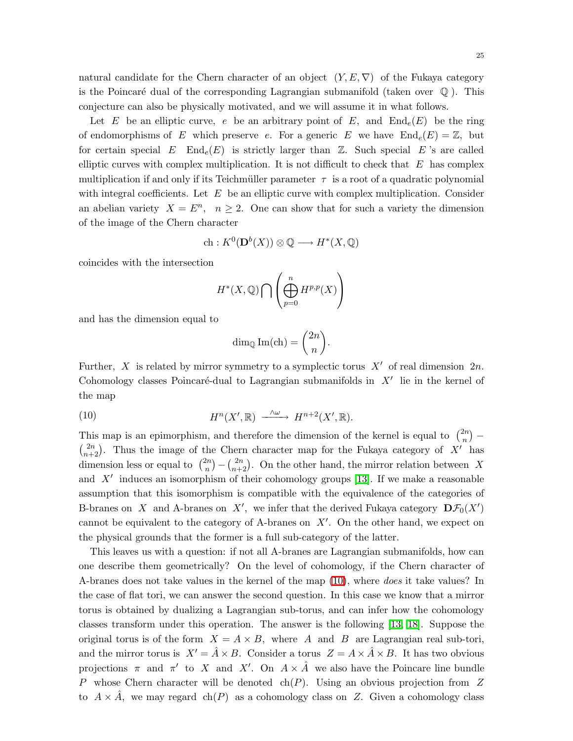natural candidate for the Chern character of an object $(Y, E, \nabla)$ of the Fukaya category is the Poincaré dual of the corresponding Lagrangian submanifold (taken over $\mathbb{Q}$). This conjecture can also be physically motivated, and we will assume it in what follows.

Let $E$ be an elliptic curve, $e$ be an arbitrary point of $E$, and $\mathrm{End}_e(E)$ be the ring of endomorphisms of $E$ which preserve $e$. For a generic $E$ we have $\mathrm{End}_e(E) = \mathbb{Z}$, but for certain special $E$ $\mathrm{End}_e(E)$ is strictly larger than $\mathbb{Z}$. Such special $E$'s are called elliptic curves with complex multiplication. It is not difficult to check that $E$ has complex multiplication if and only if its Teichmüller parameter $\tau$ is a root of a quadratic polynomial with integral coefficients. Let $E$ be an elliptic curve with complex multiplication. Consider an abelian variety $X = E^n$, $n \geq 2$. One can show that for such a variety the dimension of the image of the Chern character

$$\mathrm{ch} : K^0(\mathbf{D}^b(X)) \otimes \mathbb{Q} \longrightarrow H^*(X, \mathbb{Q})$$

coincides with the intersection

$$H^*(X, \mathbb{Q}) \bigcap \left( \bigoplus_{p=0}^{n} H^{p,p}(X) \right)$$

and has the dimension equal to

$$\dim_{\mathbb{Q}} \mathrm{Im}(\mathrm{ch}) = \binom{2n}{n}.$$

Further, $X$ is related by mirror symmetry to a symplectic torus $X'$ of real dimension $2n$. Cohomology classes Poincaré-dual to Lagrangian submanifolds in $X'$ lie in the kernel of the map

$$H^n(X', \mathbb{R}) \xrightarrow{\wedge \omega} H^{n+2}(X', \mathbb{R}). \tag{10}$$

This map is an epimorphism, and therefore the dimension of the kernel is equal to $\binom{2n}{n} - \binom{2n}{n+2}$. Thus the image of the Chern character map for the Fukaya category of $X'$ has dimension less or equal to $\binom{2n}{n} - \binom{2n}{n+2}$. On the other hand, the mirror relation between $X$ and $X'$ induces an isomorphism of their cohomology groups [13]. If we make a reasonable assumption that this isomorphism is compatible with the equivalence of the categories of B-branes on $X$ and A-branes on $X'$, we infer that the derived Fukaya category $\mathbf{D}\mathcal{F}_0(X')$ cannot be equivalent to the category of A-branes on $X'$. On the other hand, we expect on the physical grounds that the former is a full sub-category of the latter.

This leaves us with a question: if not all A-branes are Lagrangian submanifolds, how can one describe them geometrically? On the level of cohomology, if the Chern character of A-branes does not take values in the kernel of the map (10), where *does* it take values? In the case of flat tori, we can answer the second question. In this case we know that a mirror torus is obtained by dualizing a Lagrangian sub-torus, and can infer how the cohomology classes transform under this operation. The answer is the following [13, 18]. Suppose the original torus is of the form $X = A \times B$, where $A$ and $B$ are Lagrangian real sub-tori, and the mirror torus is $X' = \hat{A} \times B$. Consider a torus $Z = A \times \hat{A} \times B$. It has two obvious projections $\pi$ and $\pi'$ to $X$ and $X'$. On $A \times \hat{A}$ we also have the Poincare line bundle $P$ whose Chern character will be denoted $\mathrm{ch}(P)$. Using an obvious projection from $Z$ to $A \times \hat{A}$, we may regard $\mathrm{ch}(P)$ as a cohomology class on $Z$. Given a cohomology class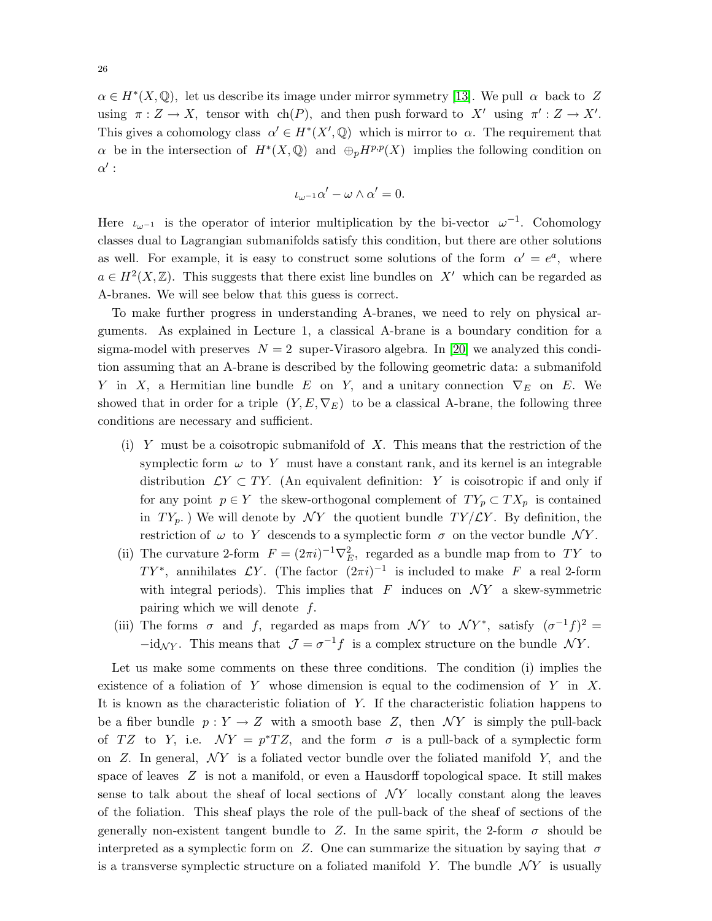$\alpha \in H^*(X,\mathbb{Q})$, let us describe its image under mirror symmetry [13]. We pull $\alpha$ back to $Z$ using $\pi : Z \to X$, tensor with $\mathrm{ch}(P)$, and then push forward to $X'$ using $\pi' : Z \to X'$. This gives a cohomology class $\alpha' \in H^*(X',\mathbb{Q})$ which is mirror to $\alpha$. The requirement that $\alpha$ be in the intersection of $H^*(X,\mathbb{Q})$ and $\oplus_p H^{p,p}(X)$ implies the following condition on $\alpha'$ :

$$\iota_{\omega^{-1}}\alpha' - \omega \wedge \alpha' = 0.$$

Here $\iota_{\omega^{-1}}$ is the operator of interior multiplication by the bi-vector $\omega^{-1}$. Cohomology classes dual to Lagrangian submanifolds satisfy this condition, but there are other solutions as well. For example, it is easy to construct some solutions of the form $\alpha' = e^a$, where $a \in H^2(X,\mathbb{Z})$. This suggests that there exist line bundles on $X'$ which can be regarded as A-branes. We will see below that this guess is correct.

To make further progress in understanding A-branes, we need to rely on physical arguments. As explained in Lecture 1, a classical A-brane is a boundary condition for a sigma-model with preserves $N = 2$ super-Virasoro algebra. In [20] we analyzed this condition assuming that an A-brane is described by the following geometric data: a submanifold $Y$ in $X$, a Hermitian line bundle $E$ on $Y$, and a unitary connection $\nabla_E$ on $E$. We showed that in order for a triple $(Y, E, \nabla_E)$ to be a classical A-brane, the following three conditions are necessary and sufficient.

- (i) $Y$ must be a coisotropic submanifold of $X$. This means that the restriction of the symplectic form $\omega$ to $Y$ must have a constant rank, and its kernel is an integrable distribution $\mathcal{L}Y \subset TY$. (An equivalent definition: $Y$ is coisotropic if and only if for any point $p \in Y$ the skew-orthogonal complement of $TY_p \subset TX_p$ is contained in $TY_p$. ) We will denote by $\mathcal{N}Y$ the quotient bundle $TY/\mathcal{L}Y$. By definition, the restriction of $\omega$ to $Y$ descends to a symplectic form $\sigma$ on the vector bundle $\mathcal{N}Y$.
- (ii) The curvature 2-form $F = (2\pi i)^{-1}\nabla_E^2$, regarded as a bundle map from to $TY$ to $TY^*$, annihilates $\mathcal{L}Y$. (The factor $(2\pi i)^{-1}$ is included to make $F$ a real 2-form with integral periods). This implies that $F$ induces on $\mathcal{N}Y$ a skew-symmetric pairing which we will denote $f$.
- (iii) The forms $\sigma$ and $f$, regarded as maps from $\mathcal{N}Y$ to $\mathcal{N}Y^*$, satisfy $(\sigma^{-1}f)^2 = -\mathrm{id}_{\mathcal{N}Y}$. This means that $\mathcal{J} = \sigma^{-1}f$ is a complex structure on the bundle $\mathcal{N}Y$.

Let us make some comments on these three conditions. The condition (i) implies the existence of a foliation of $Y$ whose dimension is equal to the codimension of $Y$ in $X$. It is known as the characteristic foliation of $Y$. If the characteristic foliation happens to be a fiber bundle $p : Y \to Z$ with a smooth base $Z$, then $\mathcal{N}Y$ is simply the pull-back of $TZ$ to $Y$, i.e. $\mathcal{N}Y = p^*TZ$, and the form $\sigma$ is a pull-back of a symplectic form on $Z$. In general, $\mathcal{N}Y$ is a foliated vector bundle over the foliated manifold $Y$, and the space of leaves $Z$ is not a manifold, or even a Hausdorff topological space. It still makes sense to talk about the sheaf of local sections of $\mathcal{N}Y$ locally constant along the leaves of the foliation. This sheaf plays the role of the pull-back of the sheaf of sections of the generally non-existent tangent bundle to $Z$. In the same spirit, the 2-form $\sigma$ should be interpreted as a symplectic form on $Z$. One can summarize the situation by saying that $\sigma$ is a transverse symplectic structure on a foliated manifold $Y$. The bundle $\mathcal{N}Y$ is usually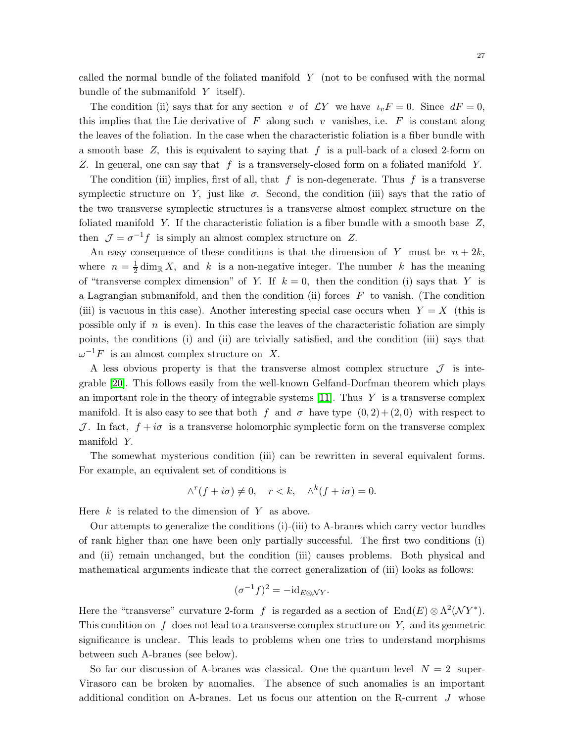called the normal bundle of the foliated manifold $Y$ (not to be confused with the normal bundle of the submanifold $Y$ itself).

The condition (ii) says that for any section $v$ of $\mathcal{L}Y$ we have $\iota_v F = 0$. Since $dF = 0$, this implies that the Lie derivative of $F$ along such $v$ vanishes, i.e. $F$ is constant along the leaves of the foliation. In the case when the characteristic foliation is a fiber bundle with a smooth base $Z$, this is equivalent to saying that $f$ is a pull-back of a closed 2-form on $Z$. In general, one can say that $f$ is a transversely-closed form on a foliated manifold $Y$.

The condition (iii) implies, first of all, that $f$ is non-degenerate. Thus $f$ is a transverse symplectic structure on $Y$, just like $\sigma$. Second, the condition (iii) says that the ratio of the two transverse symplectic structures is a transverse almost complex structure on the foliated manifold $Y$. If the characteristic foliation is a fiber bundle with a smooth base $Z$, then $\mathcal{J} = \sigma^{-1} f$ is simply an almost complex structure on $Z$.

An easy consequence of these conditions is that the dimension of $Y$ must be $n + 2k$, where $n = \frac{1}{2}\dim_{\mathbb{R}} X$, and $k$ is a non-negative integer. The number $k$ has the meaning of "transverse complex dimension" of $Y$. If $k = 0$, then the condition (i) says that $Y$ is a Lagrangian submanifold, and then the condition (ii) forces $F$ to vanish. (The condition (iii) is vacuous in this case). Another interesting special case occurs when $Y = X$ (this is possible only if $n$ is even). In this case the leaves of the characteristic foliation are simply points, the conditions (i) and (ii) are trivially satisfied, and the condition (iii) says that $\omega^{-1} F$ is an almost complex structure on $X$.

A less obvious property is that the transverse almost complex structure $\mathcal{J}$ is integrable [20]. This follows easily from the well-known Gelfand-Dorfman theorem which plays an important role in the theory of integrable systems [11]. Thus $Y$ is a transverse complex manifold. It is also easy to see that both $f$ and $\sigma$ have type $(0,2) + (2,0)$ with respect to $\mathcal{J}$. In fact, $f + i\sigma$ is a transverse holomorphic symplectic form on the transverse complex manifold $Y$.

The somewhat mysterious condition (iii) can be rewritten in several equivalent forms. For example, an equivalent set of conditions is

$$\wedge^r (f + i\sigma) \neq 0, \quad r < k, \quad \wedge^k (f + i\sigma) = 0.$$

Here $k$ is related to the dimension of $Y$ as above.

Our attempts to generalize the conditions (i)-(iii) to A-branes which carry vector bundles of rank higher than one have been only partially successful. The first two conditions (i) and (ii) remain unchanged, but the condition (iii) causes problems. Both physical and mathematical arguments indicate that the correct generalization of (iii) looks as follows:

$$(\sigma^{-1} f)^2 = -\mathrm{id}_{E \otimes \mathcal{N}Y}.$$

Here the "transverse" curvature 2-form $f$ is regarded as a section of $\mathrm{End}(E) \otimes \Lambda^2(\mathcal{N}Y^*)$. This condition on $f$ does not lead to a transverse complex structure on $Y$, and its geometric significance is unclear. This leads to problems when one tries to understand morphisms between such A-branes (see below).

So far our discussion of A-branes was classical. One the quantum level $N = 2$ super-Virasoro can be broken by anomalies. The absence of such anomalies is an important additional condition on A-branes. Let us focus our attention on the R-current $J$ whose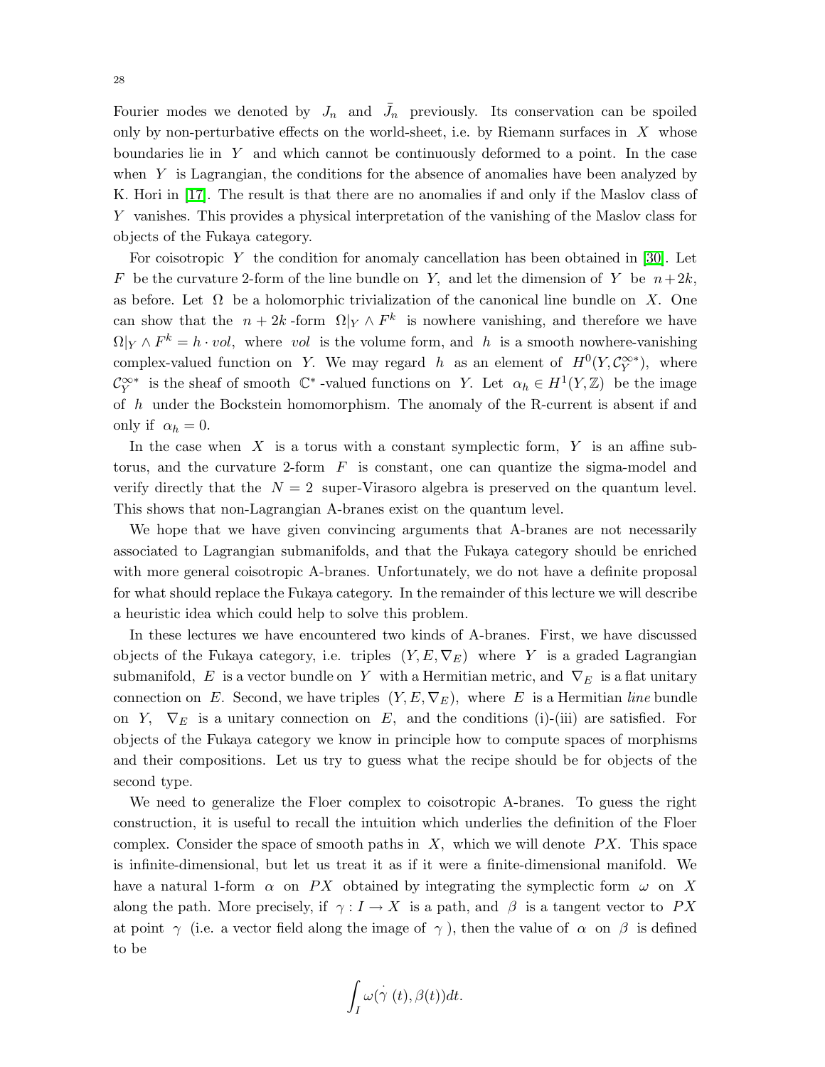Fourier modes we denoted by $J_n$ and $\bar{J}_n$ previously. Its conservation can be spoiled only by non-perturbative effects on the world-sheet, i.e. by Riemann surfaces in $X$ whose boundaries lie in $Y$ and which cannot be continuously deformed to a point. In the case when $Y$ is Lagrangian, the conditions for the absence of anomalies have been analyzed by K. Hori in [17]. The result is that there are no anomalies if and only if the Maslov class of $Y$ vanishes. This provides a physical interpretation of the vanishing of the Maslov class for objects of the Fukaya category.

For coisotropic $Y$ the condition for anomaly cancellation has been obtained in [30]. Let $F$ be the curvature 2-form of the line bundle on $Y$, and let the dimension of $Y$ be $n+2k$, as before. Let $\Omega$ be a holomorphic trivialization of the canonical line bundle on $X$. One can show that the $n+2k$-form $\Omega|_Y \wedge F^k$ is nowhere vanishing, and therefore we have $\Omega|_Y \wedge F^k = h \cdot vol$, where $vol$ is the volume form, and $h$ is a smooth nowhere-vanishing complex-valued function on $Y$. We may regard $h$ as an element of $H^0(Y, \mathcal{C}_Y^{\infty *})$, where $\mathcal{C}_Y^{\infty *}$ is the sheaf of smooth $\mathbb{C}^*$-valued functions on $Y$. Let $\alpha_h \in H^1(Y, \mathbb{Z})$ be the image of $h$ under the Bockstein homomorphism. The anomaly of the R-current is absent if and only if $\alpha_h = 0$.

In the case when $X$ is a torus with a constant symplectic form, $Y$ is an affine subtorus, and the curvature 2-form $F$ is constant, one can quantize the sigma-model and verify directly that the $N=2$ super-Virasoro algebra is preserved on the quantum level. This shows that non-Lagrangian A-branes exist on the quantum level.

We hope that we have given convincing arguments that A-branes are not necessarily associated to Lagrangian submanifolds, and that the Fukaya category should be enriched with more general coisotropic A-branes. Unfortunately, we do not have a definite proposal for what should replace the Fukaya category. In the remainder of this lecture we will describe a heuristic idea which could help to solve this problem.

In these lectures we have encountered two kinds of A-branes. First, we have discussed objects of the Fukaya category, i.e. triples $(Y, E, \nabla_E)$ where $Y$ is a graded Lagrangian submanifold, $E$ is a vector bundle on $Y$ with a Hermitian metric, and $\nabla_E$ is a flat unitary connection on $E$. Second, we have triples $(Y, E, \nabla_E)$, where $E$ is a Hermitian *line* bundle on $Y$, $\nabla_E$ is a unitary connection on $E$, and the conditions (i)-(iii) are satisfied. For objects of the Fukaya category we know in principle how to compute spaces of morphisms and their compositions. Let us try to guess what the recipe should be for objects of the second type.

We need to generalize the Floer complex to coisotropic A-branes. To guess the right construction, it is useful to recall the intuition which underlies the definition of the Floer complex. Consider the space of smooth paths in $X$, which we will denote $PX$. This space is infinite-dimensional, but let us treat it as if it were a finite-dimensional manifold. We have a natural 1-form $\alpha$ on $PX$ obtained by integrating the symplectic form $\omega$ on $X$ along the path. More precisely, if $\gamma : I \to X$ is a path, and $\beta$ is a tangent vector to $PX$ at point $\gamma$ (i.e. a vector field along the image of $\gamma$), then the value of $\alpha$ on $\beta$ is defined to be

$$\int_I \omega(\dot{\gamma}(t), \beta(t)) dt.$$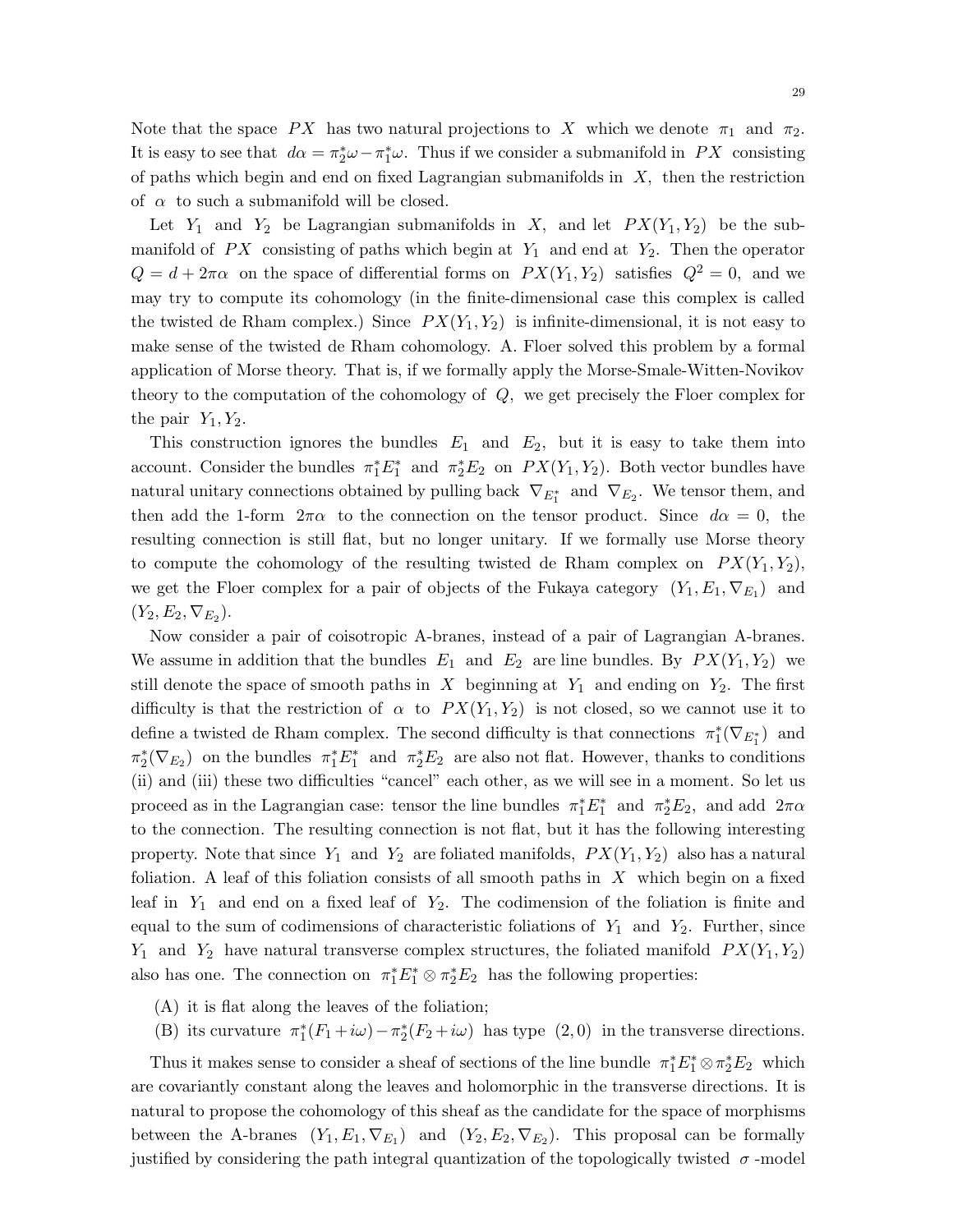Note that the space $PX$ has two natural projections to $X$ which we denote $\pi_1$ and $\pi_2$. It is easy to see that $d\alpha = \pi_2^*\omega - \pi_1^*\omega$. Thus if we consider a submanifold in $PX$ consisting of paths which begin and end on fixed Lagrangian submanifolds in $X$, then the restriction of $\alpha$ to such a submanifold will be closed.

Let $Y_1$ and $Y_2$ be Lagrangian submanifolds in $X$, and let $PX(Y_1, Y_2)$ be the submanifold of $PX$ consisting of paths which begin at $Y_1$ and end at $Y_2$. Then the operator $Q = d + 2\pi\alpha$ on the space of differential forms on $PX(Y_1, Y_2)$ satisfies $Q^2 = 0$, and we may try to compute its cohomology (in the finite-dimensional case this complex is called the twisted de Rham complex.) Since $PX(Y_1, Y_2)$ is infinite-dimensional, it is not easy to make sense of the twisted de Rham cohomology. A. Floer solved this problem by a formal application of Morse theory. That is, if we formally apply the Morse-Smale-Witten-Novikov theory to the computation of the cohomology of $Q$, we get precisely the Floer complex for the pair $Y_1, Y_2$.

This construction ignores the bundles $E_1$ and $E_2$, but it is easy to take them into account. Consider the bundles $\pi_1^*E_1^*$ and $\pi_2^*E_2$ on $PX(Y_1, Y_2)$. Both vector bundles have natural unitary connections obtained by pulling back $\nabla_{E_1^*}$ and $\nabla_{E_2}$. We tensor them, and then add the 1-form $2\pi\alpha$ to the connection on the tensor product. Since $d\alpha = 0$, the resulting connection is still flat, but no longer unitary. If we formally use Morse theory to compute the cohomology of the resulting twisted de Rham complex on $PX(Y_1, Y_2)$, we get the Floer complex for a pair of objects of the Fukaya category $(Y_1, E_1, \nabla_{E_1})$ and $(Y_2, E_2, \nabla_{E_2})$.

Now consider a pair of coisotropic A-branes, instead of a pair of Lagrangian A-branes. We assume in addition that the bundles $E_1$ and $E_2$ are line bundles. By $PX(Y_1, Y_2)$ we still denote the space of smooth paths in $X$ beginning at $Y_1$ and ending on $Y_2$. The first difficulty is that the restriction of $\alpha$ to $PX(Y_1, Y_2)$ is not closed, so we cannot use it to define a twisted de Rham complex. The second difficulty is that connections $\pi_1^*(\nabla_{E_1^*})$ and $\pi_2^*(\nabla_{E_2})$ on the bundles $\pi_1^*E_1^*$ and $\pi_2^*E_2$ are also not flat. However, thanks to conditions (ii) and (iii) these two difficulties "cancel" each other, as we will see in a moment. So let us proceed as in the Lagrangian case: tensor the line bundles $\pi_1^*E_1^*$ and $\pi_2^*E_2$, and add $2\pi\alpha$ to the connection. The resulting connection is not flat, but it has the following interesting property. Note that since $Y_1$ and $Y_2$ are foliated manifolds, $PX(Y_1, Y_2)$ also has a natural foliation. A leaf of this foliation consists of all smooth paths in $X$ which begin on a fixed leaf in $Y_1$ and end on a fixed leaf of $Y_2$. The codimension of the foliation is finite and equal to the sum of codimensions of characteristic foliations of $Y_1$ and $Y_2$. Further, since $Y_1$ and $Y_2$ have natural transverse complex structures, the foliated manifold $PX(Y_1, Y_2)$ also has one. The connection on $\pi_1^*E_1^* \otimes \pi_2^*E_2$ has the following properties:

(A) it is flat along the leaves of the foliation;

(B) its curvature $\pi_1^*(F_1 + i\omega) - \pi_2^*(F_2 + i\omega)$ has type $(2,0)$ in the transverse directions.

Thus it makes sense to consider a sheaf of sections of the line bundle $\pi_1^*E_1^* \otimes \pi_2^*E_2$ which are covariantly constant along the leaves and holomorphic in the transverse directions. It is natural to propose the cohomology of this sheaf as the candidate for the space of morphisms between the A-branes $(Y_1, E_1, \nabla_{E_1})$ and $(Y_2, E_2, \nabla_{E_2})$. This proposal can be formally justified by considering the path integral quantization of the topologically twisted $\sigma$-model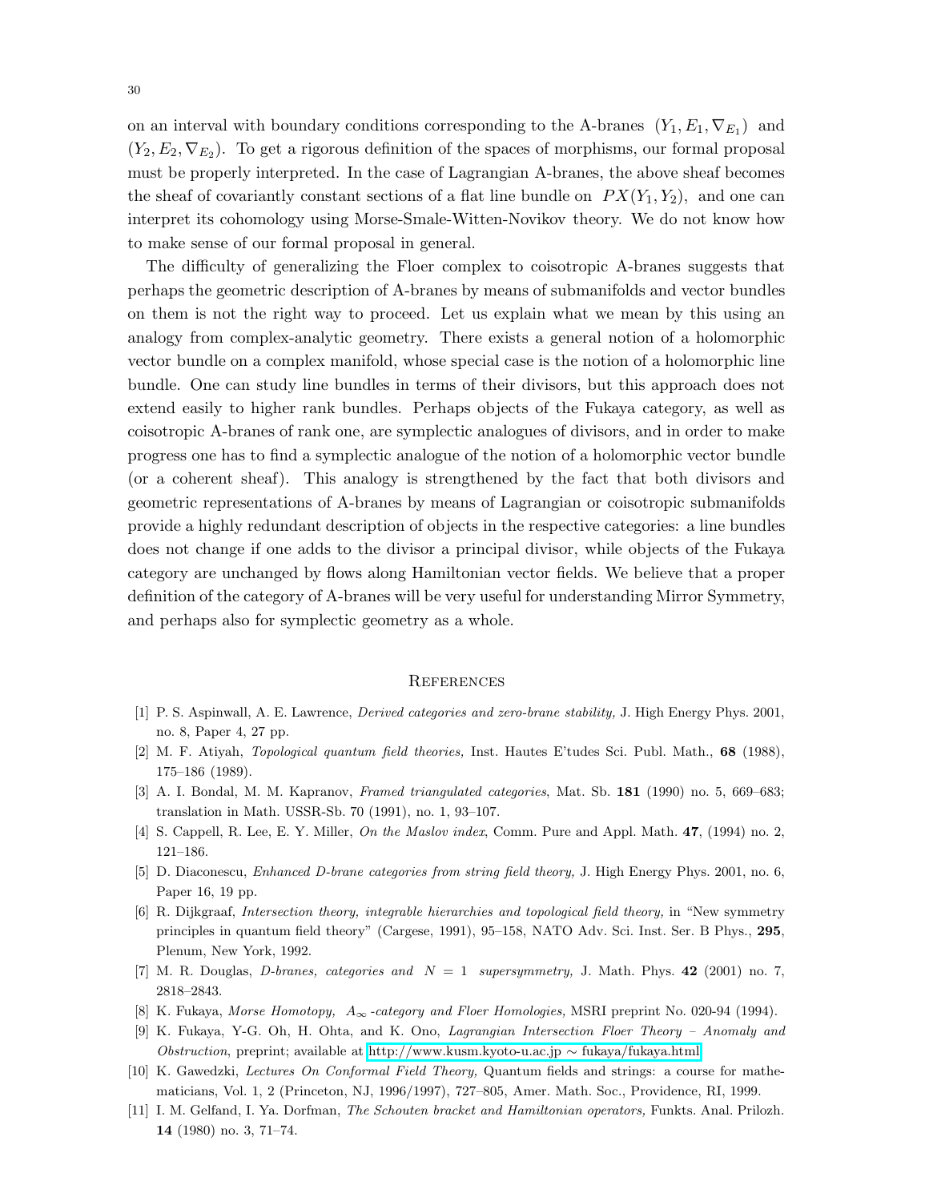on an interval with boundary conditions corresponding to the A-branes $(Y_1, E_1, \nabla_{E_1})$ and $(Y_2, E_2, \nabla_{E_2})$. To get a rigorous definition of the spaces of morphisms, our formal proposal must be properly interpreted. In the case of Lagrangian A-branes, the above sheaf becomes the sheaf of covariantly constant sections of a flat line bundle on $PX(Y_1, Y_2)$, and one can interpret its cohomology using Morse-Smale-Witten-Novikov theory. We do not know how to make sense of our formal proposal in general.

The difficulty of generalizing the Floer complex to coisotropic A-branes suggests that perhaps the geometric description of A-branes by means of submanifolds and vector bundles on them is not the right way to proceed. Let us explain what we mean by this using an analogy from complex-analytic geometry. There exists a general notion of a holomorphic vector bundle on a complex manifold, whose special case is the notion of a holomorphic line bundle. One can study line bundles in terms of their divisors, but this approach does not extend easily to higher rank bundles. Perhaps objects of the Fukaya category, as well as coisotropic A-branes of rank one, are symplectic analogues of divisors, and in order to make progress one has to find a symplectic analogue of the notion of a holomorphic vector bundle (or a coherent sheaf). This analogy is strengthened by the fact that both divisors and geometric representations of A-branes by means of Lagrangian or coisotropic submanifolds provide a highly redundant description of objects in the respective categories: a line bundles does not change if one adds to the divisor a principal divisor, while objects of the Fukaya category are unchanged by flows along Hamiltonian vector fields. We believe that a proper definition of the category of A-branes will be very useful for understanding Mirror Symmetry, and perhaps also for symplectic geometry as a whole.

## References

[1] P. S. Aspinwall, A. E. Lawrence, *Derived categories and zero-brane stability,* J. High Energy Phys. 2001, no. 8, Paper 4, 27 pp.

[2] M. F. Atiyah, *Topological quantum field theories,* Inst. Hautes E'tudes Sci. Publ. Math., **68** (1988), 175–186 (1989).

[3] A. I. Bondal, M. M. Kapranov, *Framed triangulated categories*, Mat. Sb. **181** (1990) no. 5, 669–683; translation in Math. USSR-Sb. 70 (1991), no. 1, 93–107.

[4] S. Cappell, R. Lee, E. Y. Miller, *On the Maslov index*, Comm. Pure and Appl. Math. **47**, (1994) no. 2, 121–186.

[5] D. Diaconescu, *Enhanced D-brane categories from string field theory,* J. High Energy Phys. 2001, no. 6, Paper 16, 19 pp.

[6] R. Dijkgraaf, *Intersection theory, integrable hierarchies and topological field theory,* in "New symmetry principles in quantum field theory" (Cargese, 1991), 95–158, NATO Adv. Sci. Inst. Ser. B Phys., **295**, Plenum, New York, 1992.

[7] M. R. Douglas, *D-branes, categories and $N = 1$ supersymmetry,* J. Math. Phys. **42** (2001) no. 7, 2818–2843.

[8] K. Fukaya, *Morse Homotopy, $A_\infty$-category and Floer Homologies,* MSRI preprint No. 020-94 (1994).

[9] K. Fukaya, Y-G. Oh, H. Ohta, and K. Ono, *Lagrangian Intersection Floer Theory – Anomaly and Obstruction*, preprint; available at http://www.kusm.kyoto-u.ac.jp ∼ fukaya/fukaya.html

[10] K. Gawedzki, *Lectures On Conformal Field Theory,* Quantum fields and strings: a course for mathematicians, Vol. 1, 2 (Princeton, NJ, 1996/1997), 727–805, Amer. Math. Soc., Providence, RI, 1999.

[11] I. M. Gelfand, I. Ya. Dorfman, *The Schouten bracket and Hamiltonian operators,* Funkts. Anal. Prilozh. **14** (1980) no. 3, 71–74.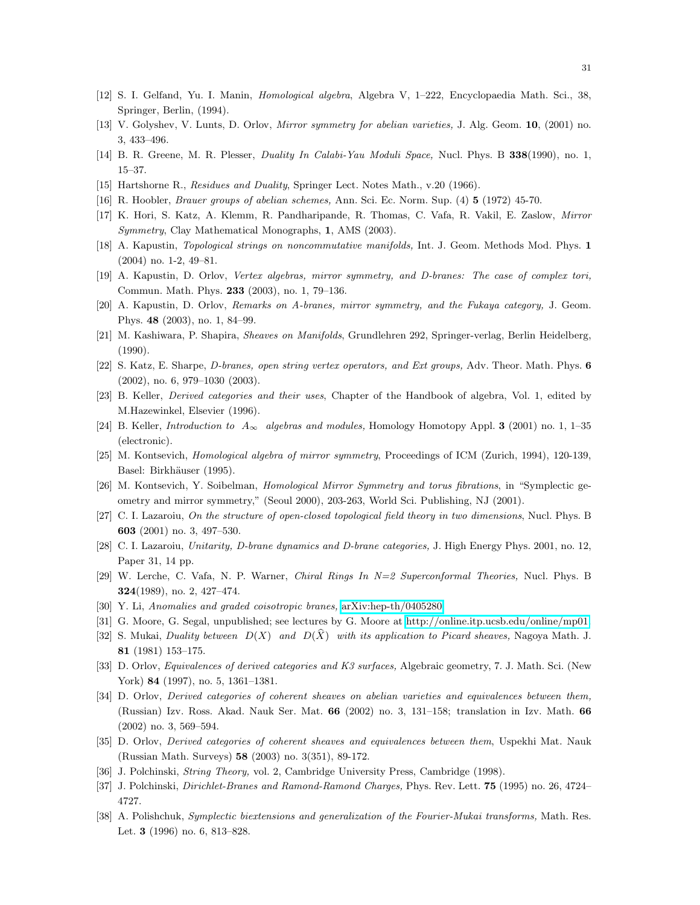[12] S. I. Gelfand, Yu. I. Manin, *Homological algebra*, Algebra V, 1–222, Encyclopaedia Math. Sci., 38, Springer, Berlin, (1994).

[13] V. Golyshev, V. Lunts, D. Orlov, *Mirror symmetry for abelian varieties,* J. Alg. Geom. **10**, (2001) no. 3, 433–496.

[14] B. R. Greene, M. R. Plesser, *Duality In Calabi-Yau Moduli Space,* Nucl. Phys. B **338**(1990), no. 1, 15–37.

[15] Hartshorne R., *Residues and Duality*, Springer Lect. Notes Math., v.20 (1966).

[16] R. Hoobler, *Brauer groups of abelian schemes,* Ann. Sci. Ec. Norm. Sup. (4) **5** (1972) 45-70.

[17] K. Hori, S. Katz, A. Klemm, R. Pandharipande, R. Thomas, C. Vafa, R. Vakil, E. Zaslow, *Mirror Symmetry*, Clay Mathematical Monographs, **1**, AMS (2003).

[18] A. Kapustin, *Topological strings on noncommutative manifolds,* Int. J. Geom. Methods Mod. Phys. **1** (2004) no. 1-2, 49–81.

[19] A. Kapustin, D. Orlov, *Vertex algebras, mirror symmetry, and D-branes: The case of complex tori,* Commun. Math. Phys. **233** (2003), no. 1, 79–136.

[20] A. Kapustin, D. Orlov, *Remarks on A-branes, mirror symmetry, and the Fukaya category,* J. Geom. Phys. **48** (2003), no. 1, 84–99.

[21] M. Kashiwara, P. Shapira, *Sheaves on Manifolds*, Grundlehren 292, Springer-verlag, Berlin Heidelberg, (1990).

[22] S. Katz, E. Sharpe, *D-branes, open string vertex operators, and Ext groups,* Adv. Theor. Math. Phys. **6** (2002), no. 6, 979–1030 (2003).

[23] B. Keller, *Derived categories and their uses*, Chapter of the Handbook of algebra, Vol. 1, edited by M.Hazewinkel, Elsevier (1996).

[24] B. Keller, *Introduction to $A_\infty$ algebras and modules,* Homology Homotopy Appl. **3** (2001) no. 1, 1–35 (electronic).

[25] M. Kontsevich, *Homological algebra of mirror symmetry*, Proceedings of ICM (Zurich, 1994), 120-139, Basel: Birkhäuser (1995).

[26] M. Kontsevich, Y. Soibelman, *Homological Mirror Symmetry and torus fibrations*, in "Symplectic geometry and mirror symmetry," (Seoul 2000), 203-263, World Sci. Publishing, NJ (2001).

[27] C. I. Lazaroiu, *On the structure of open-closed topological field theory in two dimensions*, Nucl. Phys. B **603** (2001) no. 3, 497–530.

[28] C. I. Lazaroiu, *Unitarity, D-brane dynamics and D-brane categories,* J. High Energy Phys. 2001, no. 12, Paper 31, 14 pp.

[29] W. Lerche, C. Vafa, N. P. Warner, *Chiral Rings In N=2 Superconformal Theories,* Nucl. Phys. B **324**(1989), no. 2, 427–474.

[30] Y. Li, *Anomalies and graded coisotropic branes,* arXiv:hep-th/0405280.

[31] G. Moore, G. Segal, unpublished; see lectures by G. Moore at http://online.itp.ucsb.edu/online/mp01.

[32] S. Mukai, *Duality between $D(X)$ and $D(\widehat{X})$ with its application to Picard sheaves,* Nagoya Math. J. **81** (1981) 153–175.

[33] D. Orlov, *Equivalences of derived categories and K3 surfaces,* Algebraic geometry, 7. J. Math. Sci. (New York) **84** (1997), no. 5, 1361–1381.

[34] D. Orlov, *Derived categories of coherent sheaves on abelian varieties and equivalences between them,* (Russian) Izv. Ross. Akad. Nauk Ser. Mat. **66** (2002) no. 3, 131–158; translation in Izv. Math. **66** (2002) no. 3, 569–594.

[35] D. Orlov, *Derived categories of coherent sheaves and equivalences between them*, Uspekhi Mat. Nauk (Russian Math. Surveys) **58** (2003) no. 3(351), 89-172.

[36] J. Polchinski, *String Theory,* vol. 2, Cambridge University Press, Cambridge (1998).

[37] J. Polchinski, *Dirichlet-Branes and Ramond-Ramond Charges,* Phys. Rev. Lett. **75** (1995) no. 26, 4724–4727.

[38] A. Polishchuk, *Symplectic biextensions and generalization of the Fourier-Mukai transforms,* Math. Res. Let. **3** (1996) no. 6, 813–828.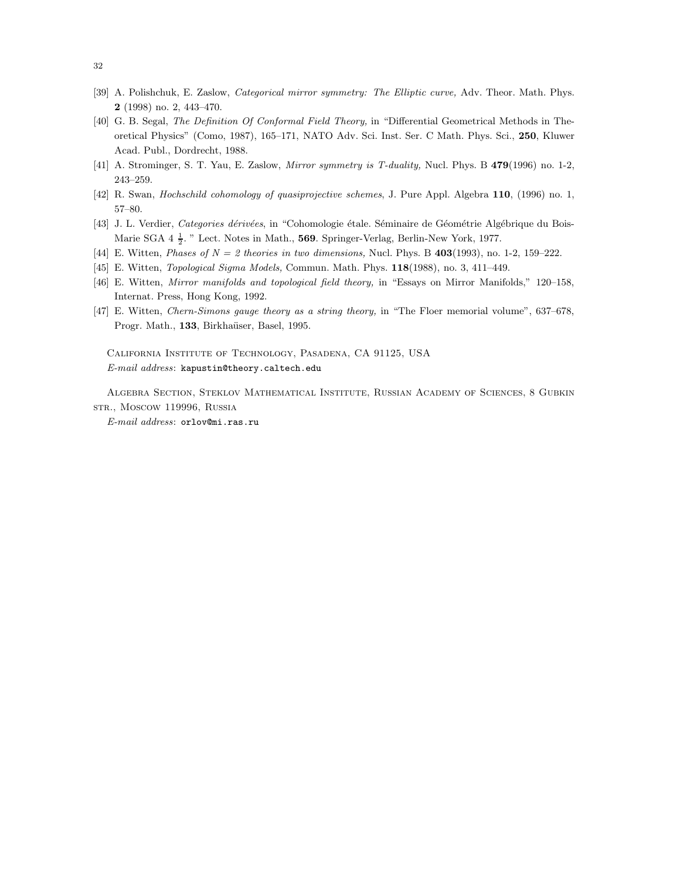[39] A. Polishchuk, E. Zaslow, *Categorical mirror symmetry: The Elliptic curve,* Adv. Theor. Math. Phys. **2** (1998) no. 2, 443–470.

[40] G. B. Segal, *The Definition Of Conformal Field Theory,* in "Differential Geometrical Methods in Theoretical Physics" (Como, 1987), 165–171, NATO Adv. Sci. Inst. Ser. C Math. Phys. Sci., **250**, Kluwer Acad. Publ., Dordrecht, 1988.

[41] A. Strominger, S. T. Yau, E. Zaslow, *Mirror symmetry is T-duality,* Nucl. Phys. B **479**(1996) no. 1-2, 243–259.

[42] R. Swan, *Hochschild cohomology of quasiprojective schemes*, J. Pure Appl. Algebra **110**, (1996) no. 1, 57–80.

[43] J. L. Verdier, *Categories dérivées*, in "Cohomologie étale. Séminaire de Géométrie Algébrique du Bois-Marie SGA 4 $\frac{1}{2}$. " Lect. Notes in Math., **569**. Springer-Verlag, Berlin-New York, 1977.

[44] E. Witten, *Phases of $N = 2$ theories in two dimensions,* Nucl. Phys. B **403**(1993), no. 1-2, 159–222.

[45] E. Witten, *Topological Sigma Models,* Commun. Math. Phys. **118**(1988), no. 3, 411–449.

[46] E. Witten, *Mirror manifolds and topological field theory,* in "Essays on Mirror Manifolds," 120–158, Internat. Press, Hong Kong, 1992.

[47] E. Witten, *Chern-Simons gauge theory as a string theory,* in "The Floer memorial volume", 637–678, Progr. Math., **133**, Birkhaüser, Basel, 1995.

California Institute of Technology, Pasadena, CA 91125, USA
*E-mail address*: kapustin@theory.caltech.edu

Algebra Section, Steklov Mathematical Institute, Russian Academy of Sciences, 8 Gubkin str., Moscow 119996, Russia
*E-mail address*: orlov@mi.ras.ru